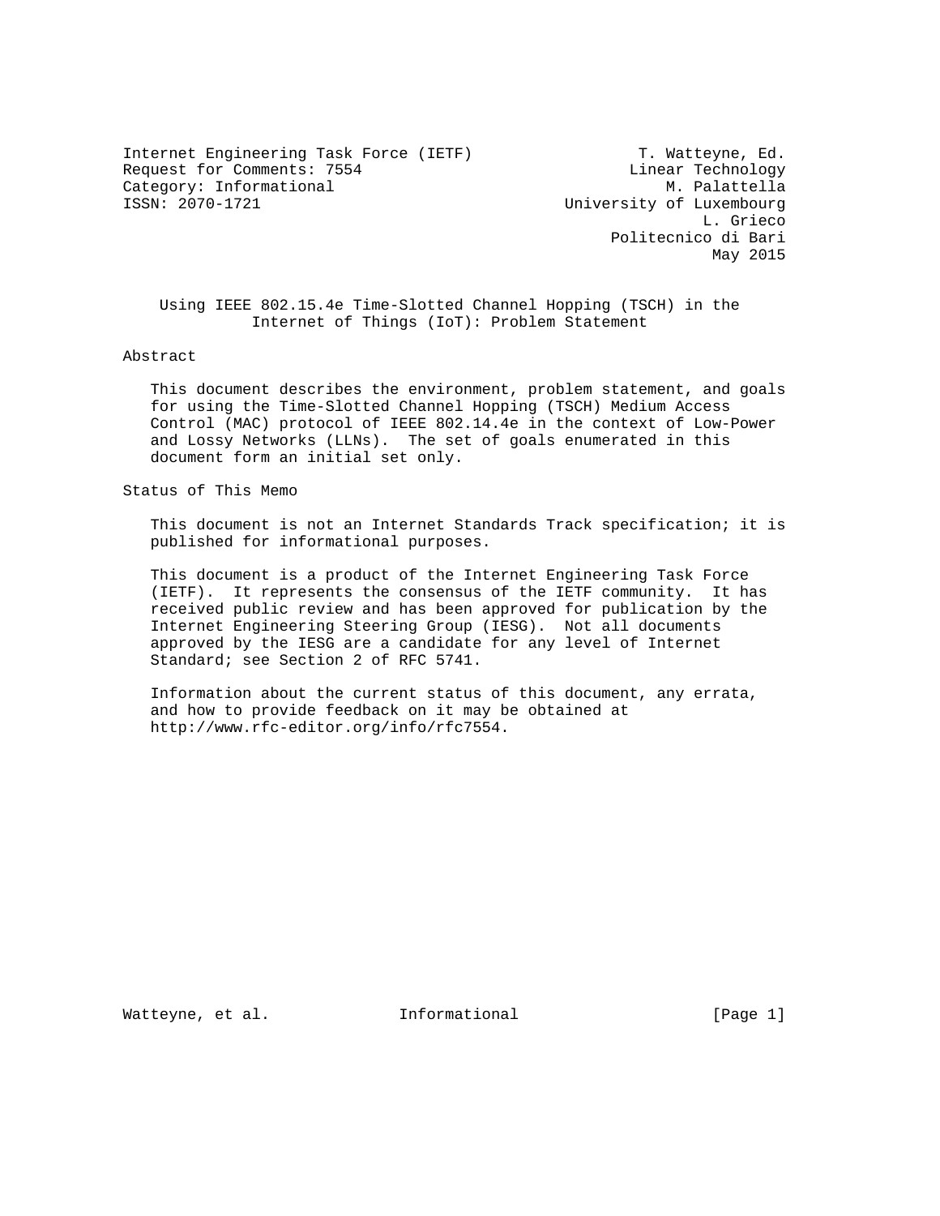Internet Engineering Task Force (IETF) T. Watteyne, Ed.
Request for Comments: 7554 Linear Technology
Category: Informational M. Palattella
ISSN: 2070-1721 University of Luxembourg
L. Grieco
Politecnico di Bari
May 2015

# Using IEEE 802.15.4e Time-Slotted Channel Hopping (TSCH) in the Internet of Things (IoT): Problem Statement

## Abstract

This document describes the environment, problem statement, and goals for using the Time-Slotted Channel Hopping (TSCH) Medium Access Control (MAC) protocol of IEEE 802.14.4e in the context of Low-Power and Lossy Networks (LLNs). The set of goals enumerated in this document form an initial set only.

## Status of This Memo

This document is not an Internet Standards Track specification; it is published for informational purposes.

This document is a product of the Internet Engineering Task Force (IETF). It represents the consensus of the IETF community. It has received public review and has been approved for publication by the Internet Engineering Steering Group (IESG). Not all documents approved by the IESG are a candidate for any level of Internet Standard; see Section 2 of RFC 5741.

Information about the current status of this document, any errata, and how to provide feedback on it may be obtained at http://www.rfc-editor.org/info/rfc7554.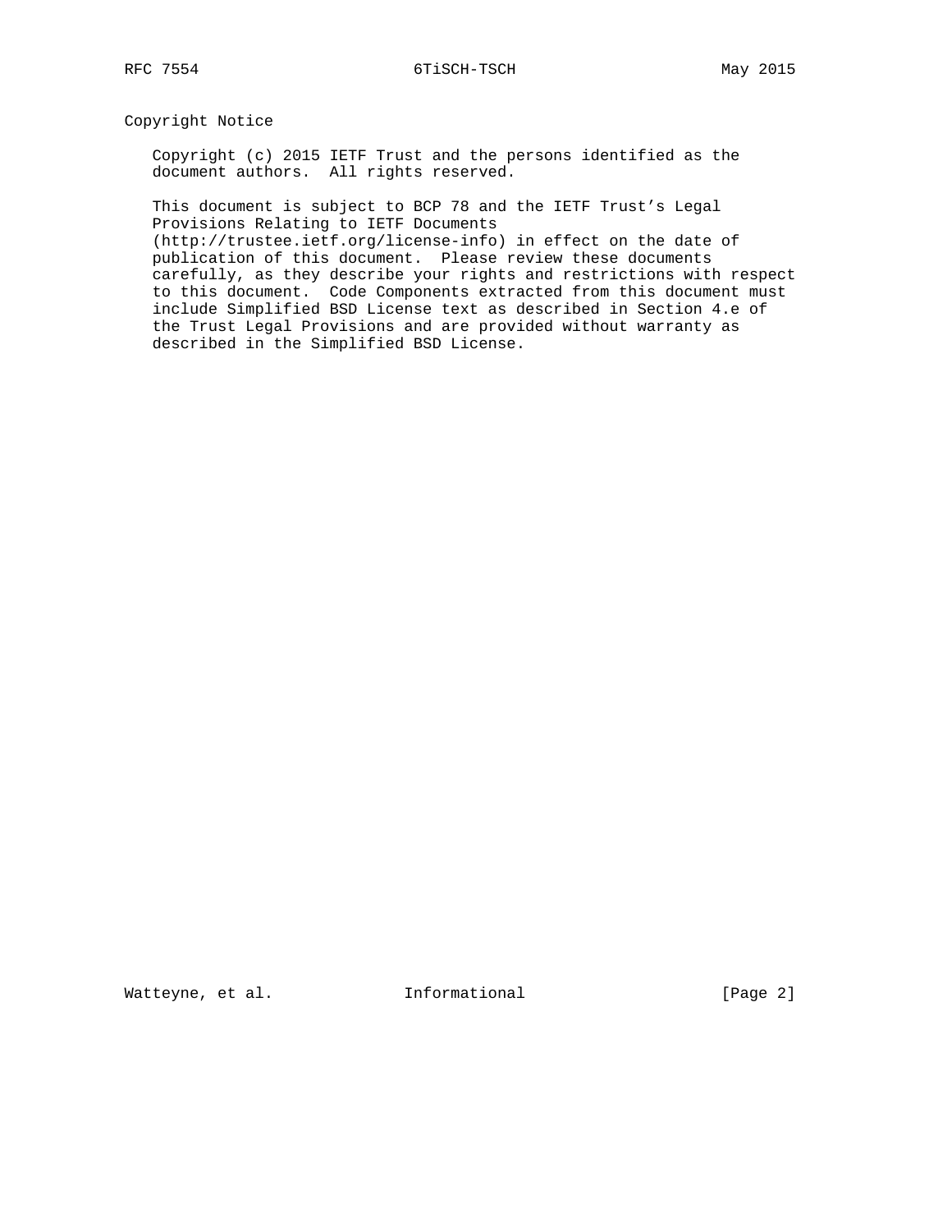## Copyright Notice

Copyright (c) 2015 IETF Trust and the persons identified as the document authors. All rights reserved.

This document is subject to BCP 78 and the IETF Trust's Legal Provisions Relating to IETF Documents (http://trustee.ietf.org/license-info) in effect on the date of publication of this document. Please review these documents carefully, as they describe your rights and restrictions with respect to this document. Code Components extracted from this document must include Simplified BSD License text as described in Section 4.e of the Trust Legal Provisions and are provided without warranty as described in the Simplified BSD License.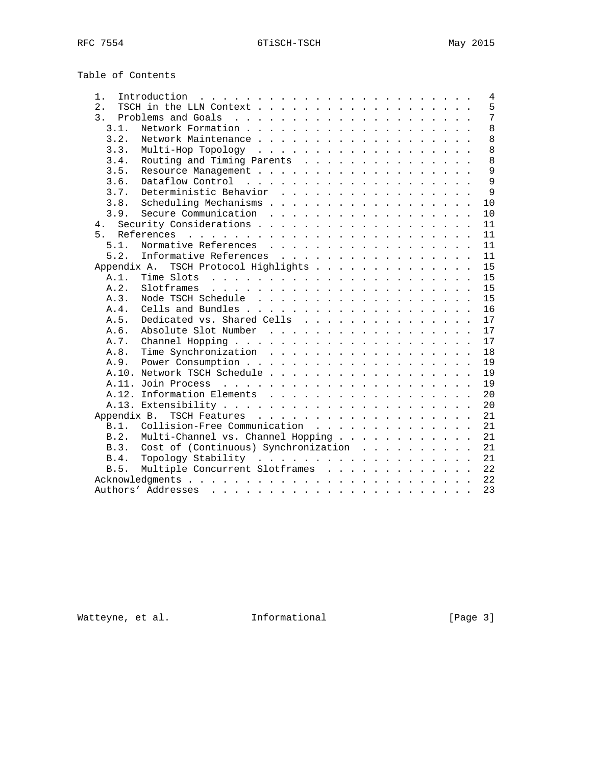## Table of Contents

```
   1.  Introduction . . . . . . . . . . . . . . . . . . . . . . . .   4
   2.  TSCH in the LLN Context . . . . . . . . . . . . . . . . . . .   5
   3.  Problems and Goals  . . . . . . . . . . . . . . . . . . . . .   7
     3.1.  Network Formation . . . . . . . . . . . . . . . . . . . .   8
     3.2.  Network Maintenance . . . . . . . . . . . . . . . . . . .   8
     3.3.  Multi-Hop Topology  . . . . . . . . . . . . . . . . . . .   8
     3.4.  Routing and Timing Parents  . . . . . . . . . . . . . . .   8
     3.5.  Resource Management . . . . . . . . . . . . . . . . . . .   9
     3.6.  Dataflow Control  . . . . . . . . . . . . . . . . . . . .   9
     3.7.  Deterministic Behavior  . . . . . . . . . . . . . . . . .   9
     3.8.  Scheduling Mechanisms . . . . . . . . . . . . . . . . . .  10
     3.9.  Secure Communication  . . . . . . . . . . . . . . . . . .  10
   4.  Security Considerations . . . . . . . . . . . . . . . . . . .  11
   5.  References  . . . . . . . . . . . . . . . . . . . . . . . . .  11
     5.1.  Normative References  . . . . . . . . . . . . . . . . . .  11
     5.2.  Informative References  . . . . . . . . . . . . . . . . .  11
   Appendix A.  TSCH Protocol Highlights . . . . . . . . . . . . . .  15
     A.1.  Time Slots  . . . . . . . . . . . . . . . . . . . . . . .  15
     A.2.  Slotframes  . . . . . . . . . . . . . . . . . . . . . . .  15
     A.3.  Node TSCH Schedule  . . . . . . . . . . . . . . . . . . .  15
     A.4.  Cells and Bundles . . . . . . . . . . . . . . . . . . . .  16
     A.5.  Dedicated vs. Shared Cells  . . . . . . . . . . . . . . .  17
     A.6.  Absolute Slot Number  . . . . . . . . . . . . . . . . . .  17
     A.7.  Channel Hopping . . . . . . . . . . . . . . . . . . . . .  17
     A.8.  Time Synchronization  . . . . . . . . . . . . . . . . . .  18
     A.9.  Power Consumption . . . . . . . . . . . . . . . . . . . .  19
     A.10. Network TSCH Schedule . . . . . . . . . . . . . . . . . .  19
     A.11. Join Process  . . . . . . . . . . . . . . . . . . . . . .  19
     A.12. Information Elements  . . . . . . . . . . . . . . . . . .  20
     A.13. Extensibility . . . . . . . . . . . . . . . . . . . . . .  20
   Appendix B.  TSCH Features  . . . . . . . . . . . . . . . . . . .  21
     B.1.  Collision-Free Communication  . . . . . . . . . . . . . .  21
     B.2.  Multi-Channel vs. Channel Hopping . . . . . . . . . . . .  21
     B.3.  Cost of (Continuous) Synchronization  . . . . . . . . . .  21
     B.4.  Topology Stability  . . . . . . . . . . . . . . . . . . .  21
     B.5.  Multiple Concurrent Slotframes  . . . . . . . . . . . . .  22
   Acknowledgments . . . . . . . . . . . . . . . . . . . . . . . . .  22
   Authors' Addresses  . . . . . . . . . . . . . . . . . . . . . . .  23
```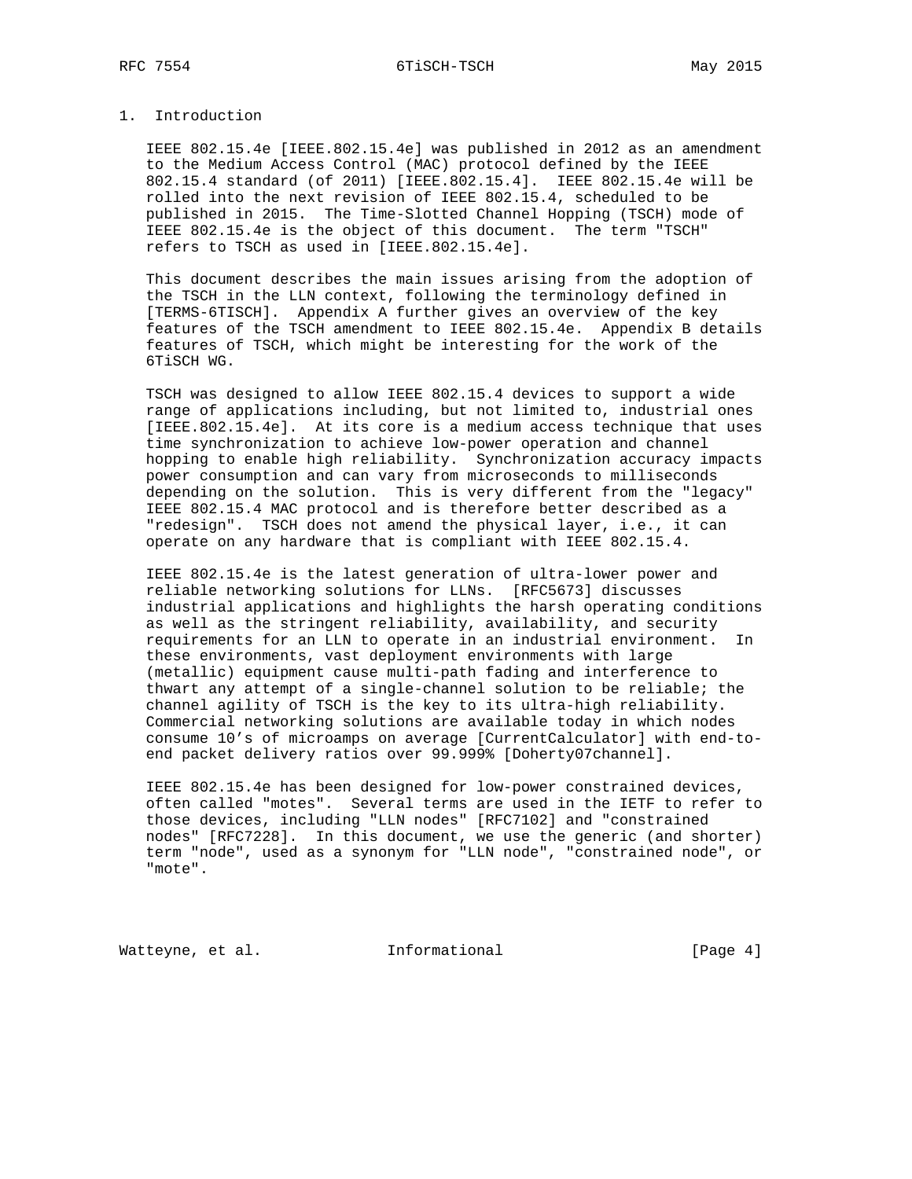# 1. Introduction

IEEE 802.15.4e [IEEE.802.15.4e] was published in 2012 as an amendment to the Medium Access Control (MAC) protocol defined by the IEEE 802.15.4 standard (of 2011) [IEEE.802.15.4]. IEEE 802.15.4e will be rolled into the next revision of IEEE 802.15.4, scheduled to be published in 2015. The Time-Slotted Channel Hopping (TSCH) mode of IEEE 802.15.4e is the object of this document. The term "TSCH" refers to TSCH as used in [IEEE.802.15.4e].

This document describes the main issues arising from the adoption of the TSCH in the LLN context, following the terminology defined in [TERMS-6TISCH]. Appendix A further gives an overview of the key features of the TSCH amendment to IEEE 802.15.4e. Appendix B details features of TSCH, which might be interesting for the work of the 6TiSCH WG.

TSCH was designed to allow IEEE 802.15.4 devices to support a wide range of applications including, but not limited to, industrial ones [IEEE.802.15.4e]. At its core is a medium access technique that uses time synchronization to achieve low-power operation and channel hopping to enable high reliability. Synchronization accuracy impacts power consumption and can vary from microseconds to milliseconds depending on the solution. This is very different from the "legacy" IEEE 802.15.4 MAC protocol and is therefore better described as a "redesign". TSCH does not amend the physical layer, i.e., it can operate on any hardware that is compliant with IEEE 802.15.4.

IEEE 802.15.4e is the latest generation of ultra-lower power and reliable networking solutions for LLNs. [RFC5673] discusses industrial applications and highlights the harsh operating conditions as well as the stringent reliability, availability, and security requirements for an LLN to operate in an industrial environment. In these environments, vast deployment environments with large (metallic) equipment cause multi-path fading and interference to thwart any attempt of a single-channel solution to be reliable; the channel agility of TSCH is the key to its ultra-high reliability. Commercial networking solutions are available today in which nodes consume 10's of microamps on average [CurrentCalculator] with end-to-end packet delivery ratios over 99.999% [Doherty07channel].

IEEE 802.15.4e has been designed for low-power constrained devices, often called "motes". Several terms are used in the IETF to refer to those devices, including "LLN nodes" [RFC7102] and "constrained nodes" [RFC7228]. In this document, we use the generic (and shorter) term "node", used as a synonym for "LLN node", "constrained node", or "mote".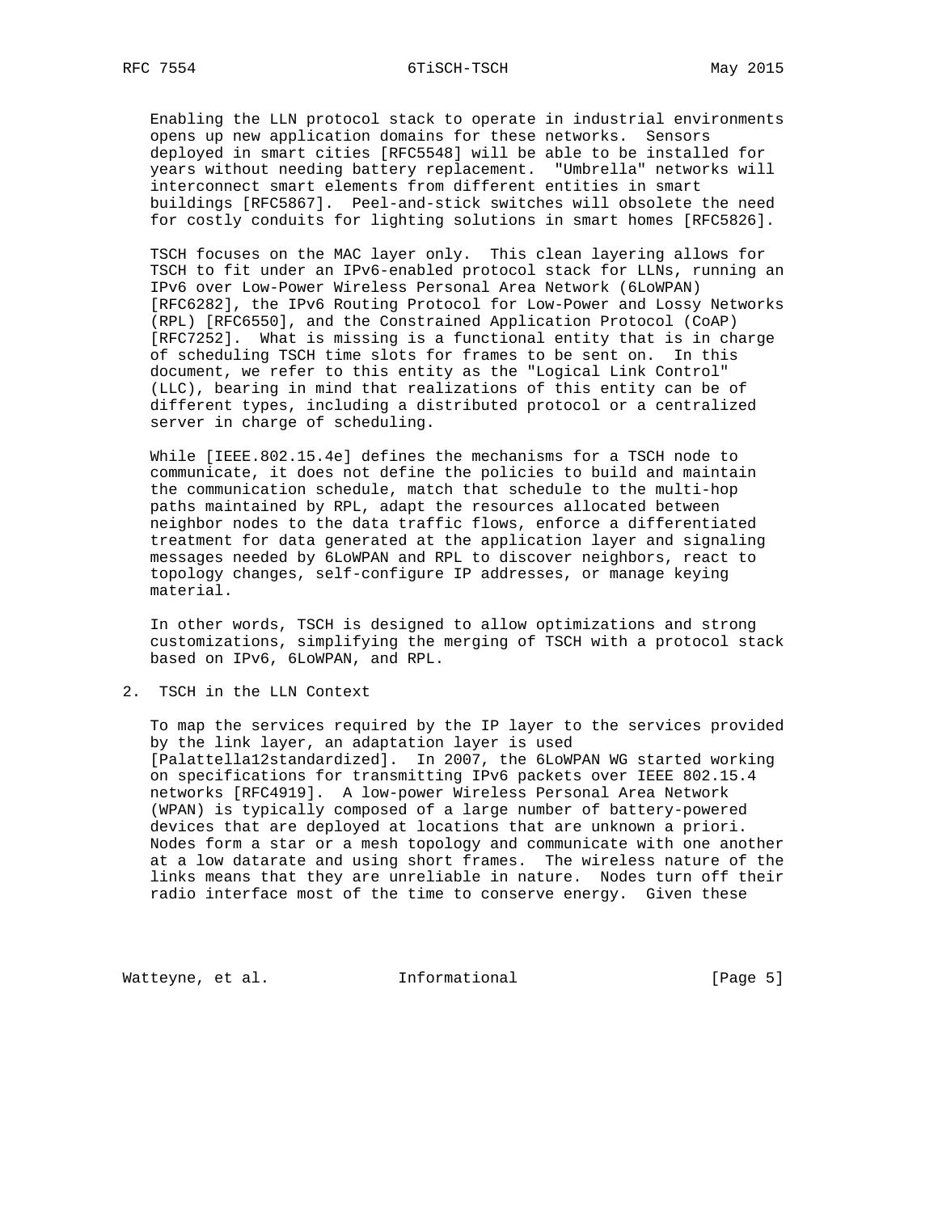Enabling the LLN protocol stack to operate in industrial environments opens up new application domains for these networks. Sensors deployed in smart cities [RFC5548] will be able to be installed for years without needing battery replacement. "Umbrella" networks will interconnect smart elements from different entities in smart buildings [RFC5867]. Peel-and-stick switches will obsolete the need for costly conduits for lighting solutions in smart homes [RFC5826].

TSCH focuses on the MAC layer only. This clean layering allows for TSCH to fit under an IPv6-enabled protocol stack for LLNs, running an IPv6 over Low-Power Wireless Personal Area Network (6LoWPAN) [RFC6282], the IPv6 Routing Protocol for Low-Power and Lossy Networks (RPL) [RFC6550], and the Constrained Application Protocol (CoAP) [RFC7252]. What is missing is a functional entity that is in charge of scheduling TSCH time slots for frames to be sent on. In this document, we refer to this entity as the "Logical Link Control" (LLC), bearing in mind that realizations of this entity can be of different types, including a distributed protocol or a centralized server in charge of scheduling.

While [IEEE.802.15.4e] defines the mechanisms for a TSCH node to communicate, it does not define the policies to build and maintain the communication schedule, match that schedule to the multi-hop paths maintained by RPL, adapt the resources allocated between neighbor nodes to the data traffic flows, enforce a differentiated treatment for data generated at the application layer and signaling messages needed by 6LoWPAN and RPL to discover neighbors, react to topology changes, self-configure IP addresses, or manage keying material.

In other words, TSCH is designed to allow optimizations and strong customizations, simplifying the merging of TSCH with a protocol stack based on IPv6, 6LoWPAN, and RPL.

## 2. TSCH in the LLN Context

To map the services required by the IP layer to the services provided by the link layer, an adaptation layer is used [Palattella12standardized]. In 2007, the 6LoWPAN WG started working on specifications for transmitting IPv6 packets over IEEE 802.15.4 networks [RFC4919]. A low-power Wireless Personal Area Network (WPAN) is typically composed of a large number of battery-powered devices that are deployed at locations that are unknown a priori. Nodes form a star or a mesh topology and communicate with one another at a low datarate and using short frames. The wireless nature of the links means that they are unreliable in nature. Nodes turn off their radio interface most of the time to conserve energy. Given these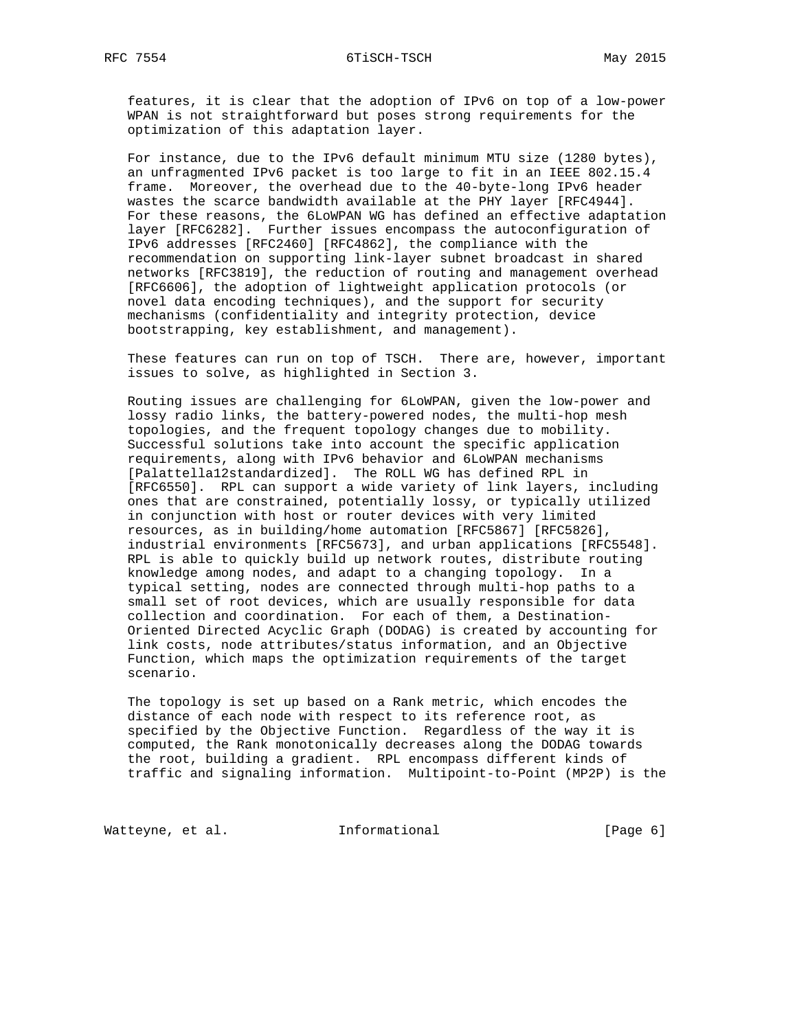features, it is clear that the adoption of IPv6 on top of a low-power WPAN is not straightforward but poses strong requirements for the optimization of this adaptation layer.

For instance, due to the IPv6 default minimum MTU size (1280 bytes), an unfragmented IPv6 packet is too large to fit in an IEEE 802.15.4 frame. Moreover, the overhead due to the 40-byte-long IPv6 header wastes the scarce bandwidth available at the PHY layer [RFC4944]. For these reasons, the 6LoWPAN WG has defined an effective adaptation layer [RFC6282]. Further issues encompass the autoconfiguration of IPv6 addresses [RFC2460] [RFC4862], the compliance with the recommendation on supporting link-layer subnet broadcast in shared networks [RFC3819], the reduction of routing and management overhead [RFC6606], the adoption of lightweight application protocols (or novel data encoding techniques), and the support for security mechanisms (confidentiality and integrity protection, device bootstrapping, key establishment, and management).

These features can run on top of TSCH. There are, however, important issues to solve, as highlighted in Section 3.

Routing issues are challenging for 6LoWPAN, given the low-power and lossy radio links, the battery-powered nodes, the multi-hop mesh topologies, and the frequent topology changes due to mobility. Successful solutions take into account the specific application requirements, along with IPv6 behavior and 6LoWPAN mechanisms [Palattella12standardized]. The ROLL WG has defined RPL in [RFC6550]. RPL can support a wide variety of link layers, including ones that are constrained, potentially lossy, or typically utilized in conjunction with host or router devices with very limited resources, as in building/home automation [RFC5867] [RFC5826], industrial environments [RFC5673], and urban applications [RFC5548]. RPL is able to quickly build up network routes, distribute routing knowledge among nodes, and adapt to a changing topology. In a typical setting, nodes are connected through multi-hop paths to a small set of root devices, which are usually responsible for data collection and coordination. For each of them, a Destination-Oriented Directed Acyclic Graph (DODAG) is created by accounting for link costs, node attributes/status information, and an Objective Function, which maps the optimization requirements of the target scenario.

The topology is set up based on a Rank metric, which encodes the distance of each node with respect to its reference root, as specified by the Objective Function. Regardless of the way it is computed, the Rank monotonically decreases along the DODAG towards the root, building a gradient. RPL encompass different kinds of traffic and signaling information. Multipoint-to-Point (MP2P) is the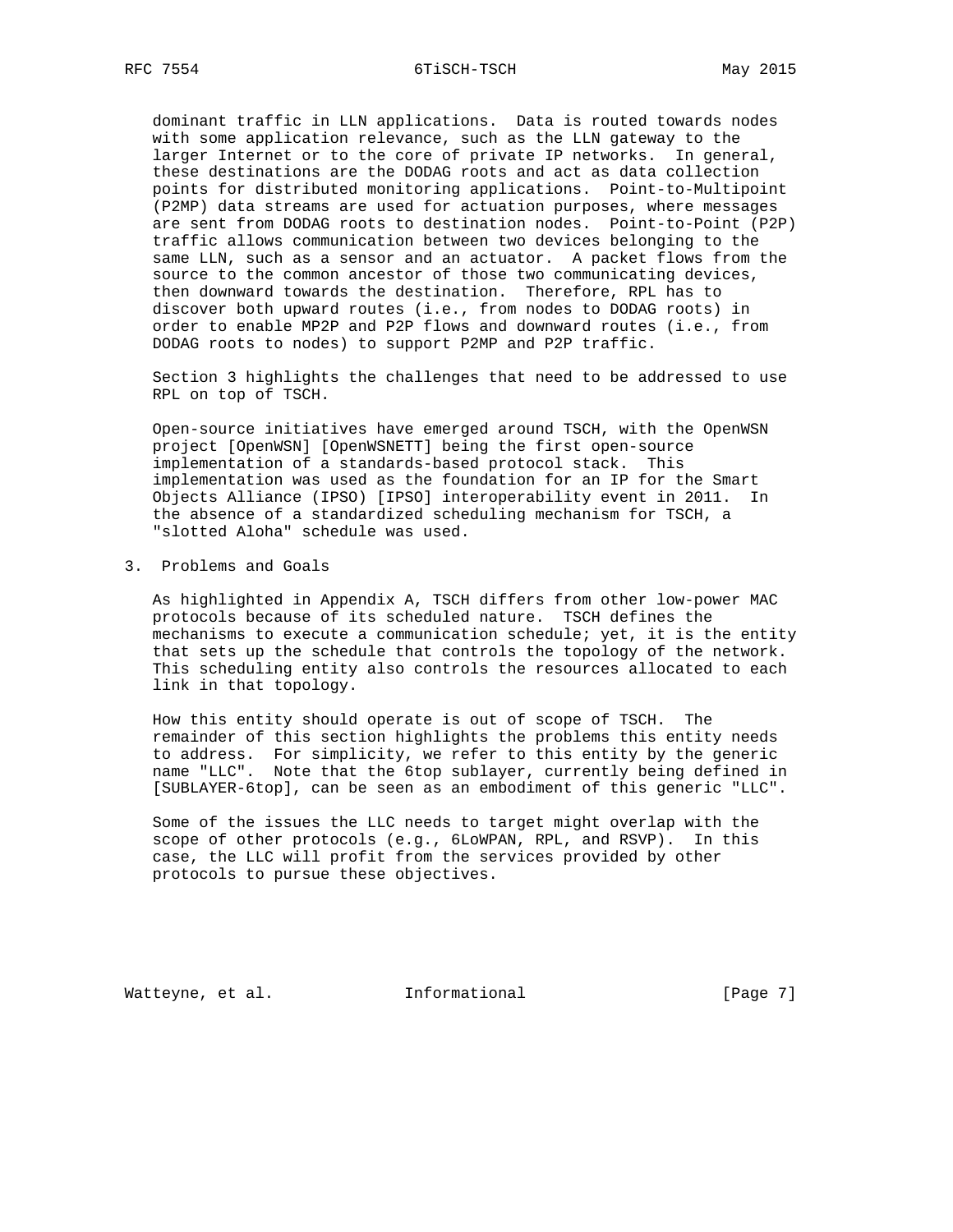dominant traffic in LLN applications. Data is routed towards nodes with some application relevance, such as the LLN gateway to the larger Internet or to the core of private IP networks. In general, these destinations are the DODAG roots and act as data collection points for distributed monitoring applications. Point-to-Multipoint (P2MP) data streams are used for actuation purposes, where messages are sent from DODAG roots to destination nodes. Point-to-Point (P2P) traffic allows communication between two devices belonging to the same LLN, such as a sensor and an actuator. A packet flows from the source to the common ancestor of those two communicating devices, then downward towards the destination. Therefore, RPL has to discover both upward routes (i.e., from nodes to DODAG roots) in order to enable MP2P and P2P flows and downward routes (i.e., from DODAG roots to nodes) to support P2MP and P2P traffic.

Section 3 highlights the challenges that need to be addressed to use RPL on top of TSCH.

Open-source initiatives have emerged around TSCH, with the OpenWSN project [OpenWSN] [OpenWSNETT] being the first open-source implementation of a standards-based protocol stack. This implementation was used as the foundation for an IP for the Smart Objects Alliance (IPSO) [IPSO] interoperability event in 2011. In the absence of a standardized scheduling mechanism for TSCH, a "slotted Aloha" schedule was used.

## 3. Problems and Goals

As highlighted in Appendix A, TSCH differs from other low-power MAC protocols because of its scheduled nature. TSCH defines the mechanisms to execute a communication schedule; yet, it is the entity that sets up the schedule that controls the topology of the network. This scheduling entity also controls the resources allocated to each link in that topology.

How this entity should operate is out of scope of TSCH. The remainder of this section highlights the problems this entity needs to address. For simplicity, we refer to this entity by the generic name "LLC". Note that the 6top sublayer, currently being defined in [SUBLAYER-6top], can be seen as an embodiment of this generic "LLC".

Some of the issues the LLC needs to target might overlap with the scope of other protocols (e.g., 6LoWPAN, RPL, and RSVP). In this case, the LLC will profit from the services provided by other protocols to pursue these objectives.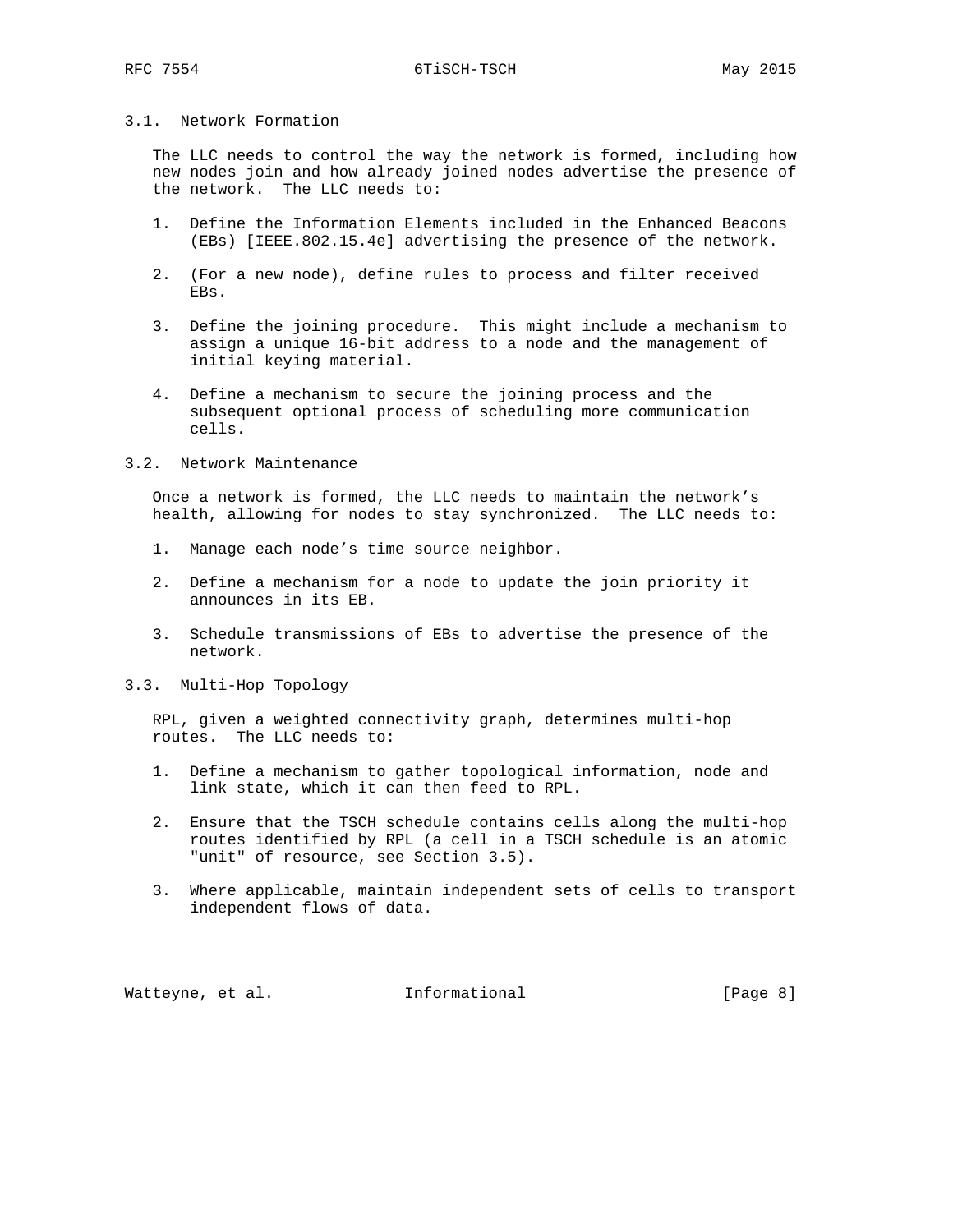### 3.1. Network Formation

The LLC needs to control the way the network is formed, including how new nodes join and how already joined nodes advertise the presence of the network. The LLC needs to:

1. Define the Information Elements included in the Enhanced Beacons (EBs) [IEEE.802.15.4e] advertising the presence of the network.
2. (For a new node), define rules to process and filter received EBs.
3. Define the joining procedure. This might include a mechanism to assign a unique 16-bit address to a node and the management of initial keying material.
4. Define a mechanism to secure the joining process and the subsequent optional process of scheduling more communication cells.

### 3.2. Network Maintenance

Once a network is formed, the LLC needs to maintain the network's health, allowing for nodes to stay synchronized. The LLC needs to:

1. Manage each node's time source neighbor.
2. Define a mechanism for a node to update the join priority it announces in its EB.
3. Schedule transmissions of EBs to advertise the presence of the network.

### 3.3. Multi-Hop Topology

RPL, given a weighted connectivity graph, determines multi-hop routes. The LLC needs to:

1. Define a mechanism to gather topological information, node and link state, which it can then feed to RPL.
2. Ensure that the TSCH schedule contains cells along the multi-hop routes identified by RPL (a cell in a TSCH schedule is an atomic "unit" of resource, see Section 3.5).
3. Where applicable, maintain independent sets of cells to transport independent flows of data.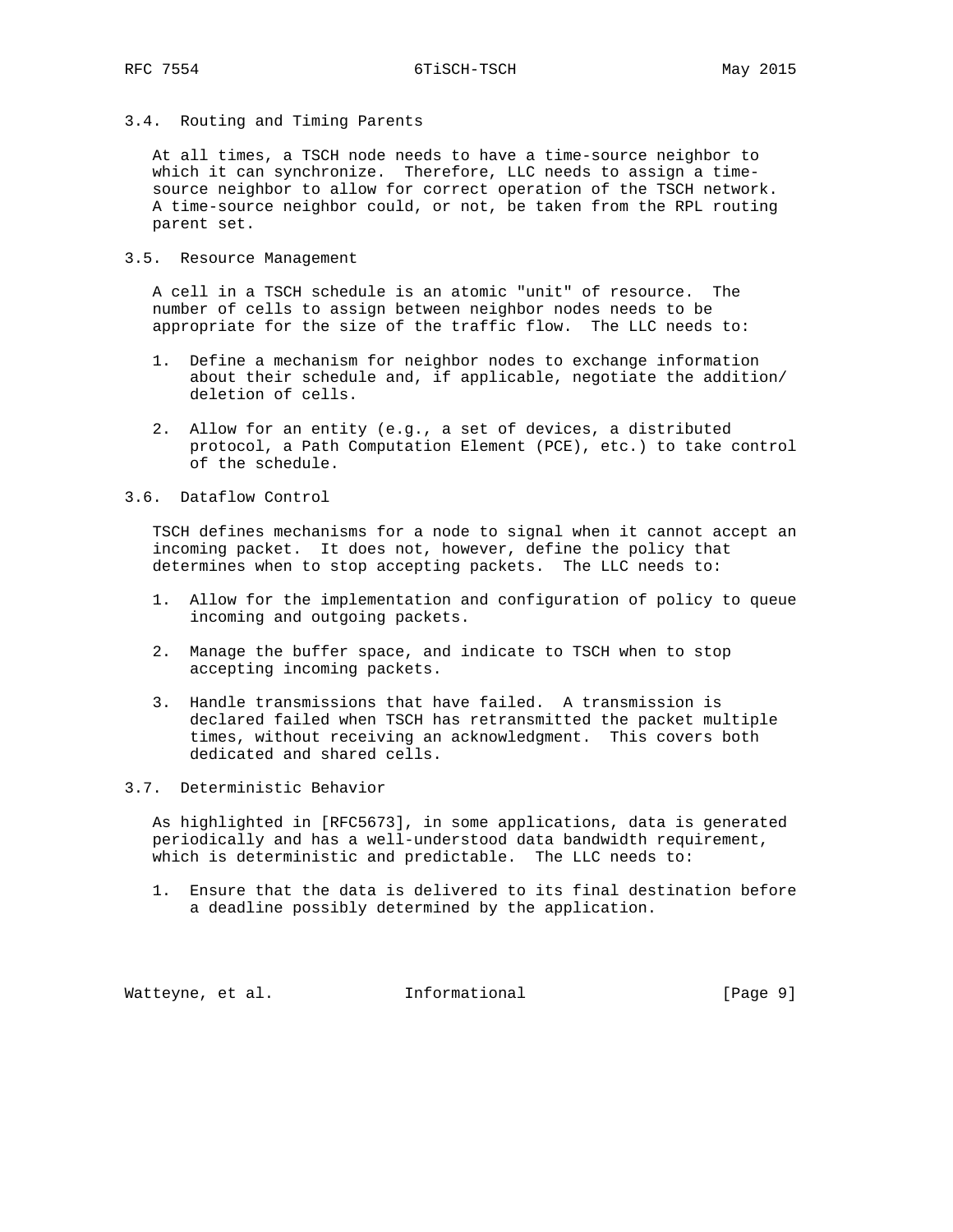### 3.4. Routing and Timing Parents

At all times, a TSCH node needs to have a time-source neighbor to which it can synchronize. Therefore, LLC needs to assign a time-source neighbor to allow for correct operation of the TSCH network. A time-source neighbor could, or not, be taken from the RPL routing parent set.

### 3.5. Resource Management

A cell in a TSCH schedule is an atomic "unit" of resource. The number of cells to assign between neighbor nodes needs to be appropriate for the size of the traffic flow. The LLC needs to:

1. Define a mechanism for neighbor nodes to exchange information about their schedule and, if applicable, negotiate the addition/deletion of cells.

2. Allow for an entity (e.g., a set of devices, a distributed protocol, a Path Computation Element (PCE), etc.) to take control of the schedule.

### 3.6. Dataflow Control

TSCH defines mechanisms for a node to signal when it cannot accept an incoming packet. It does not, however, define the policy that determines when to stop accepting packets. The LLC needs to:

1. Allow for the implementation and configuration of policy to queue incoming and outgoing packets.

2. Manage the buffer space, and indicate to TSCH when to stop accepting incoming packets.

3. Handle transmissions that have failed. A transmission is declared failed when TSCH has retransmitted the packet multiple times, without receiving an acknowledgment. This covers both dedicated and shared cells.

### 3.7. Deterministic Behavior

As highlighted in [RFC5673], in some applications, data is generated periodically and has a well-understood data bandwidth requirement, which is deterministic and predictable. The LLC needs to:

1. Ensure that the data is delivered to its final destination before a deadline possibly determined by the application.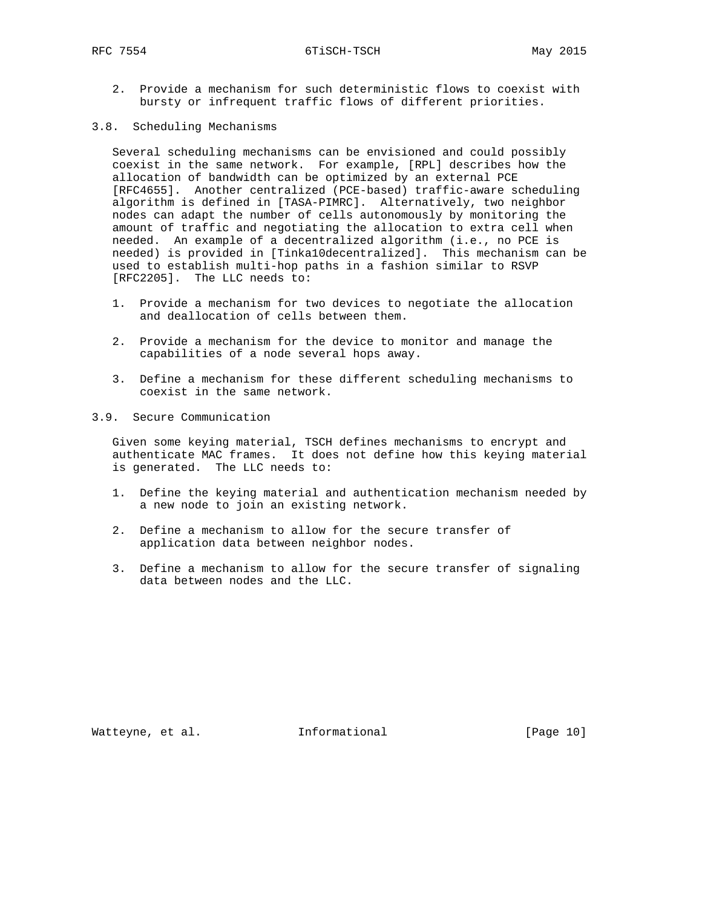2. Provide a mechanism for such deterministic flows to coexist with bursty or infrequent traffic flows of different priorities.

### 3.8. Scheduling Mechanisms

Several scheduling mechanisms can be envisioned and could possibly coexist in the same network. For example, [RPL] describes how the allocation of bandwidth can be optimized by an external PCE [RFC4655]. Another centralized (PCE-based) traffic-aware scheduling algorithm is defined in [TASA-PIMRC]. Alternatively, two neighbor nodes can adapt the number of cells autonomously by monitoring the amount of traffic and negotiating the allocation to extra cell when needed. An example of a decentralized algorithm (i.e., no PCE is needed) is provided in [Tinka10decentralized]. This mechanism can be used to establish multi-hop paths in a fashion similar to RSVP [RFC2205]. The LLC needs to:

1. Provide a mechanism for two devices to negotiate the allocation and deallocation of cells between them.
2. Provide a mechanism for the device to monitor and manage the capabilities of a node several hops away.
3. Define a mechanism for these different scheduling mechanisms to coexist in the same network.

### 3.9. Secure Communication

Given some keying material, TSCH defines mechanisms to encrypt and authenticate MAC frames. It does not define how this keying material is generated. The LLC needs to:

1. Define the keying material and authentication mechanism needed by a new node to join an existing network.
2. Define a mechanism to allow for the secure transfer of application data between neighbor nodes.
3. Define a mechanism to allow for the secure transfer of signaling data between nodes and the LLC.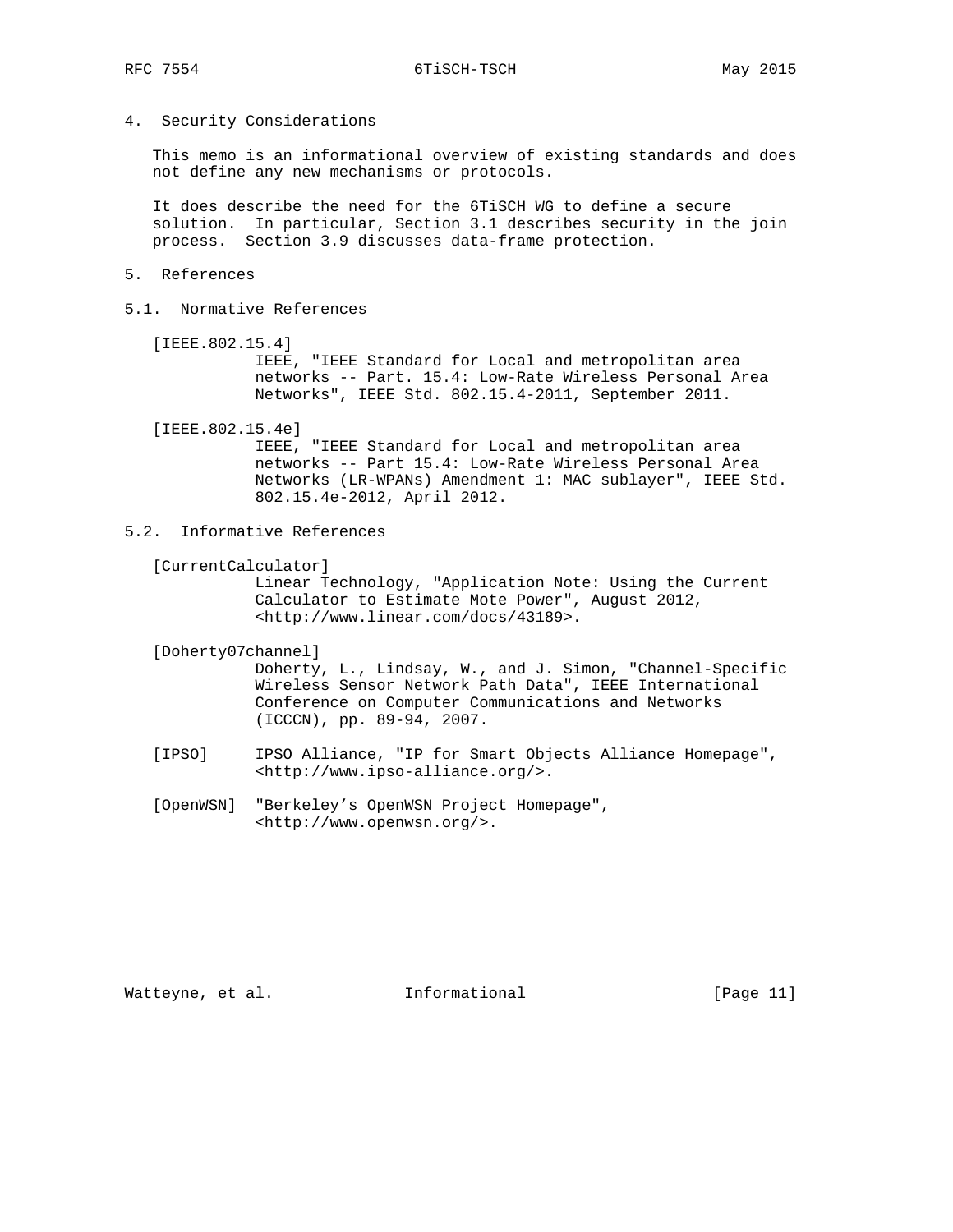## 4. Security Considerations

This memo is an informational overview of existing standards and does not define any new mechanisms or protocols.

It does describe the need for the 6TiSCH WG to define a secure solution. In particular, Section 3.1 describes security in the join process. Section 3.9 discusses data-frame protection.

## 5. References

### 5.1. Normative References

[IEEE.802.15.4]
IEEE, "IEEE Standard for Local and metropolitan area networks -- Part. 15.4: Low-Rate Wireless Personal Area Networks", IEEE Std. 802.15.4-2011, September 2011.

[IEEE.802.15.4e]
IEEE, "IEEE Standard for Local and metropolitan area networks -- Part 15.4: Low-Rate Wireless Personal Area Networks (LR-WPANs) Amendment 1: MAC sublayer", IEEE Std. 802.15.4e-2012, April 2012.

### 5.2. Informative References

[CurrentCalculator]
Linear Technology, "Application Note: Using the Current Calculator to Estimate Mote Power", August 2012, <http://www.linear.com/docs/43189>.

[Doherty07channel]
Doherty, L., Lindsay, W., and J. Simon, "Channel-Specific Wireless Sensor Network Path Data", IEEE International Conference on Computer Communications and Networks (ICCCN), pp. 89-94, 2007.

[IPSO] IPSO Alliance, "IP for Smart Objects Alliance Homepage", <http://www.ipso-alliance.org/>.

[OpenWSN] "Berkeley's OpenWSN Project Homepage", <http://www.openwsn.org/>.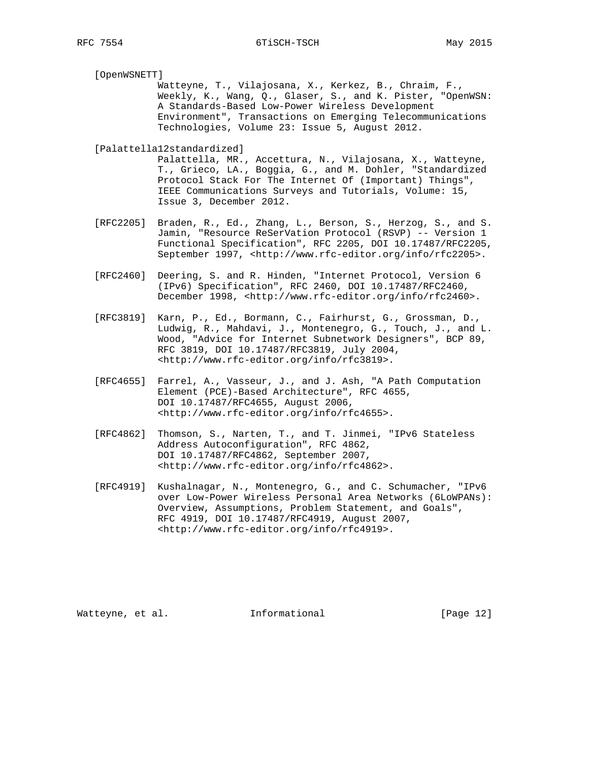[OpenWSNETT]
Watteyne, T., Vilajosana, X., Kerkez, B., Chraim, F., Weekly, K., Wang, Q., Glaser, S., and K. Pister, "OpenWSN: A Standards-Based Low-Power Wireless Development Environment", Transactions on Emerging Telecommunications Technologies, Volume 23: Issue 5, August 2012.

[Palattella12standardized]
Palattella, MR., Accettura, N., Vilajosana, X., Watteyne, T., Grieco, LA., Boggia, G., and M. Dohler, "Standardized Protocol Stack For The Internet Of (Important) Things", IEEE Communications Surveys and Tutorials, Volume: 15, Issue 3, December 2012.

[RFC2205] Braden, R., Ed., Zhang, L., Berson, S., Herzog, S., and S. Jamin, "Resource ReSerVation Protocol (RSVP) -- Version 1 Functional Specification", RFC 2205, DOI 10.17487/RFC2205, September 1997, <http://www.rfc-editor.org/info/rfc2205>.

[RFC2460] Deering, S. and R. Hinden, "Internet Protocol, Version 6 (IPv6) Specification", RFC 2460, DOI 10.17487/RFC2460, December 1998, <http://www.rfc-editor.org/info/rfc2460>.

[RFC3819] Karn, P., Ed., Bormann, C., Fairhurst, G., Grossman, D., Ludwig, R., Mahdavi, J., Montenegro, G., Touch, J., and L. Wood, "Advice for Internet Subnetwork Designers", BCP 89, RFC 3819, DOI 10.17487/RFC3819, July 2004, <http://www.rfc-editor.org/info/rfc3819>.

[RFC4655] Farrel, A., Vasseur, J., and J. Ash, "A Path Computation Element (PCE)-Based Architecture", RFC 4655, DOI 10.17487/RFC4655, August 2006, <http://www.rfc-editor.org/info/rfc4655>.

[RFC4862] Thomson, S., Narten, T., and T. Jinmei, "IPv6 Stateless Address Autoconfiguration", RFC 4862, DOI 10.17487/RFC4862, September 2007, <http://www.rfc-editor.org/info/rfc4862>.

[RFC4919] Kushalnagar, N., Montenegro, G., and C. Schumacher, "IPv6 over Low-Power Wireless Personal Area Networks (6LoWPANs): Overview, Assumptions, Problem Statement, and Goals", RFC 4919, DOI 10.17487/RFC4919, August 2007, <http://www.rfc-editor.org/info/rfc4919>.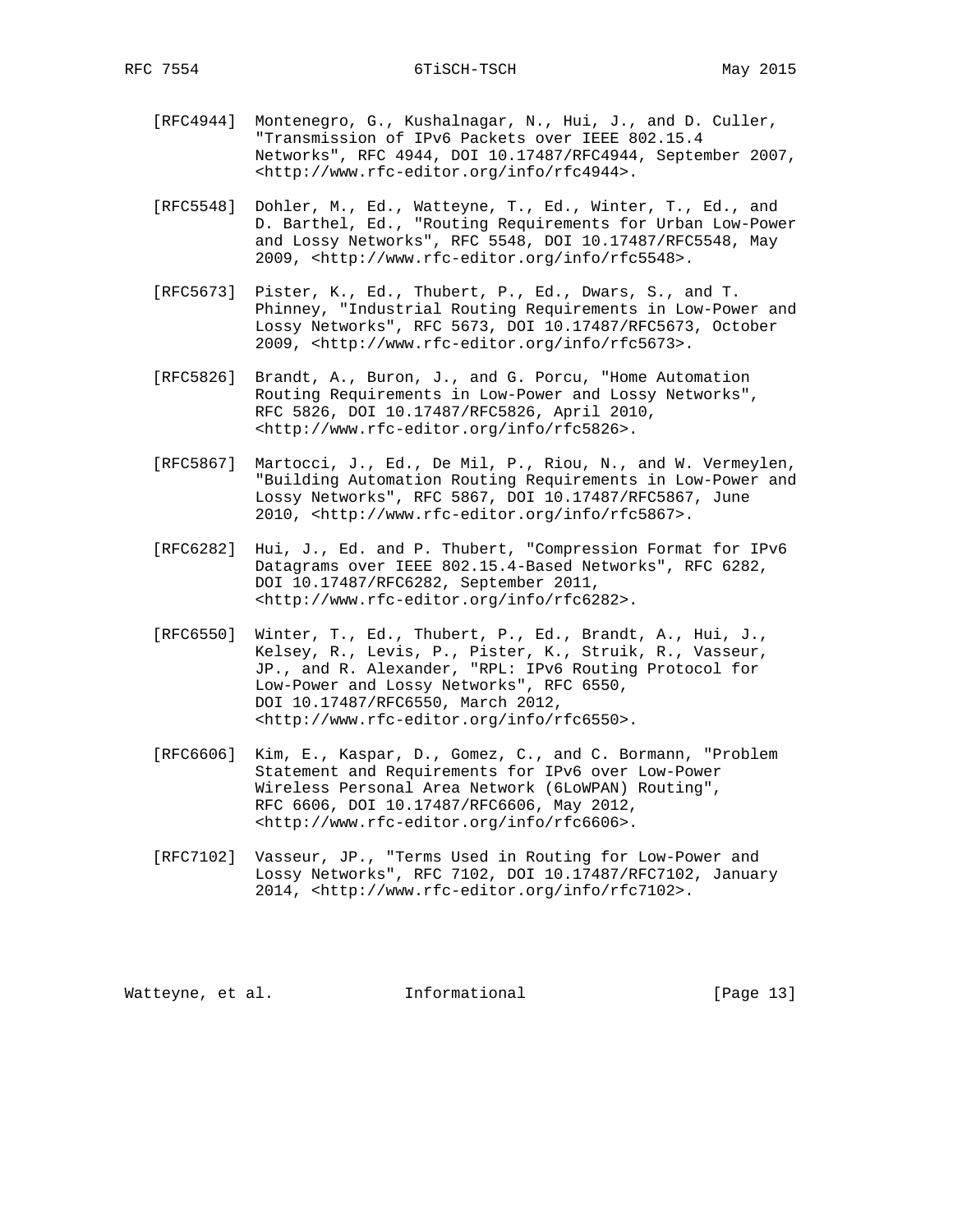[RFC4944] Montenegro, G., Kushalnagar, N., Hui, J., and D. Culler, "Transmission of IPv6 Packets over IEEE 802.15.4 Networks", RFC 4944, DOI 10.17487/RFC4944, September 2007, <http://www.rfc-editor.org/info/rfc4944>.

[RFC5548] Dohler, M., Ed., Watteyne, T., Ed., Winter, T., Ed., and D. Barthel, Ed., "Routing Requirements for Urban Low-Power and Lossy Networks", RFC 5548, DOI 10.17487/RFC5548, May 2009, <http://www.rfc-editor.org/info/rfc5548>.

[RFC5673] Pister, K., Ed., Thubert, P., Ed., Dwars, S., and T. Phinney, "Industrial Routing Requirements in Low-Power and Lossy Networks", RFC 5673, DOI 10.17487/RFC5673, October 2009, <http://www.rfc-editor.org/info/rfc5673>.

[RFC5826] Brandt, A., Buron, J., and G. Porcu, "Home Automation Routing Requirements in Low-Power and Lossy Networks", RFC 5826, DOI 10.17487/RFC5826, April 2010, <http://www.rfc-editor.org/info/rfc5826>.

[RFC5867] Martocci, J., Ed., De Mil, P., Riou, N., and W. Vermeylen, "Building Automation Routing Requirements in Low-Power and Lossy Networks", RFC 5867, DOI 10.17487/RFC5867, June 2010, <http://www.rfc-editor.org/info/rfc5867>.

[RFC6282] Hui, J., Ed. and P. Thubert, "Compression Format for IPv6 Datagrams over IEEE 802.15.4-Based Networks", RFC 6282, DOI 10.17487/RFC6282, September 2011, <http://www.rfc-editor.org/info/rfc6282>.

[RFC6550] Winter, T., Ed., Thubert, P., Ed., Brandt, A., Hui, J., Kelsey, R., Levis, P., Pister, K., Struik, R., Vasseur, JP., and R. Alexander, "RPL: IPv6 Routing Protocol for Low-Power and Lossy Networks", RFC 6550, DOI 10.17487/RFC6550, March 2012, <http://www.rfc-editor.org/info/rfc6550>.

[RFC6606] Kim, E., Kaspar, D., Gomez, C., and C. Bormann, "Problem Statement and Requirements for IPv6 over Low-Power Wireless Personal Area Network (6LoWPAN) Routing", RFC 6606, DOI 10.17487/RFC6606, May 2012, <http://www.rfc-editor.org/info/rfc6606>.

[RFC7102] Vasseur, JP., "Terms Used in Routing for Low-Power and Lossy Networks", RFC 7102, DOI 10.17487/RFC7102, January 2014, <http://www.rfc-editor.org/info/rfc7102>.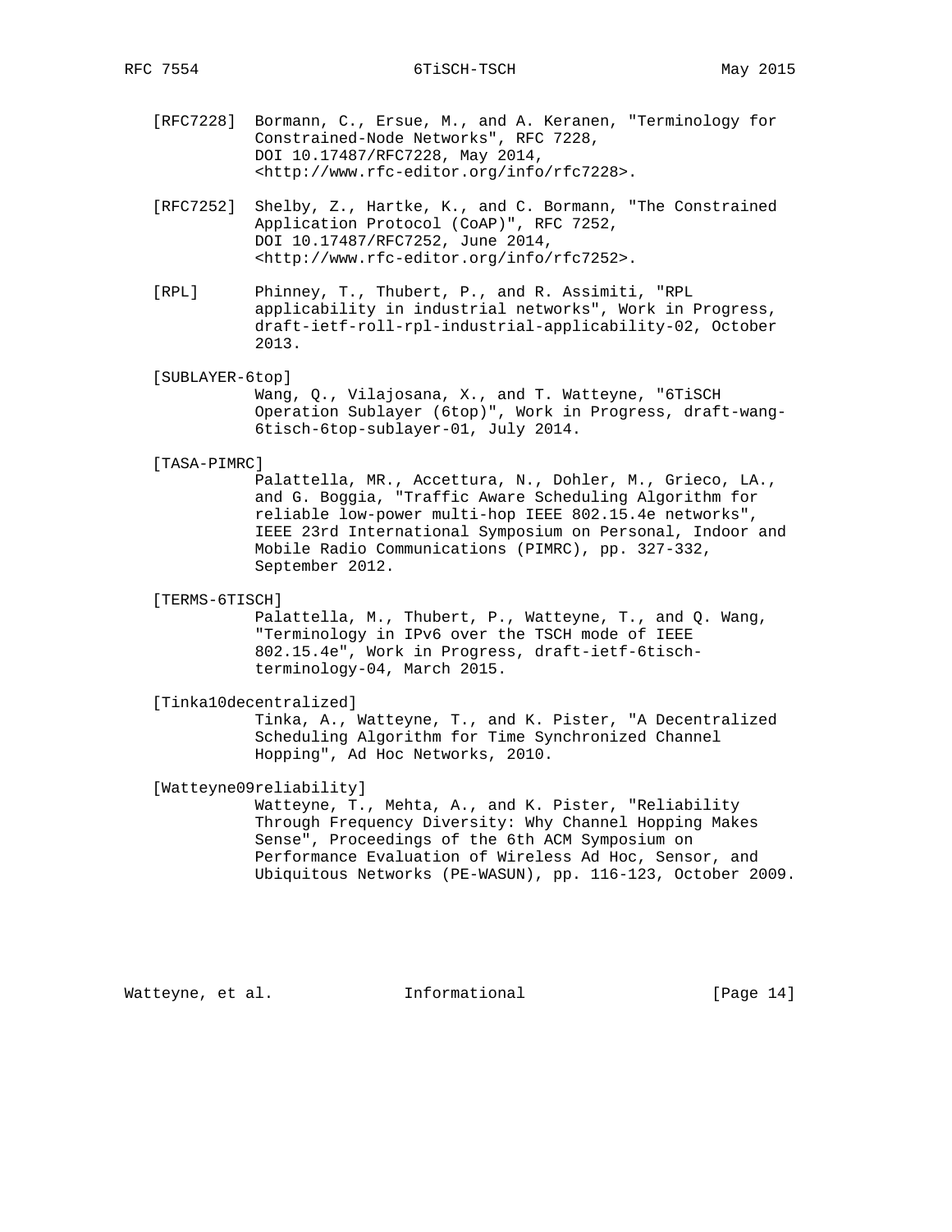[RFC7228] Bormann, C., Ersue, M., and A. Keranen, "Terminology for Constrained-Node Networks", RFC 7228, DOI 10.17487/RFC7228, May 2014, <http://www.rfc-editor.org/info/rfc7228>.

[RFC7252] Shelby, Z., Hartke, K., and C. Bormann, "The Constrained Application Protocol (CoAP)", RFC 7252, DOI 10.17487/RFC7252, June 2014, <http://www.rfc-editor.org/info/rfc7252>.

[RPL] Phinney, T., Thubert, P., and R. Assimiti, "RPL applicability in industrial networks", Work in Progress, draft-ietf-roll-rpl-industrial-applicability-02, October 2013.

[SUBLAYER-6top]
Wang, Q., Vilajosana, X., and T. Watteyne, "6TiSCH Operation Sublayer (6top)", Work in Progress, draft-wang-6tisch-6top-sublayer-01, July 2014.

[TASA-PIMRC]
Palattella, MR., Accettura, N., Dohler, M., Grieco, LA., and G. Boggia, "Traffic Aware Scheduling Algorithm for reliable low-power multi-hop IEEE 802.15.4e networks", IEEE 23rd International Symposium on Personal, Indoor and Mobile Radio Communications (PIMRC), pp. 327-332, September 2012.

[TERMS-6TISCH]
Palattella, M., Thubert, P., Watteyne, T., and Q. Wang, "Terminology in IPv6 over the TSCH mode of IEEE 802.15.4e", Work in Progress, draft-ietf-6tisch-terminology-04, March 2015.

[Tinka10decentralized]
Tinka, A., Watteyne, T., and K. Pister, "A Decentralized Scheduling Algorithm for Time Synchronized Channel Hopping", Ad Hoc Networks, 2010.

[Watteyne09reliability]
Watteyne, T., Mehta, A., and K. Pister, "Reliability Through Frequency Diversity: Why Channel Hopping Makes Sense", Proceedings of the 6th ACM Symposium on Performance Evaluation of Wireless Ad Hoc, Sensor, and Ubiquitous Networks (PE-WASUN), pp. 116-123, October 2009.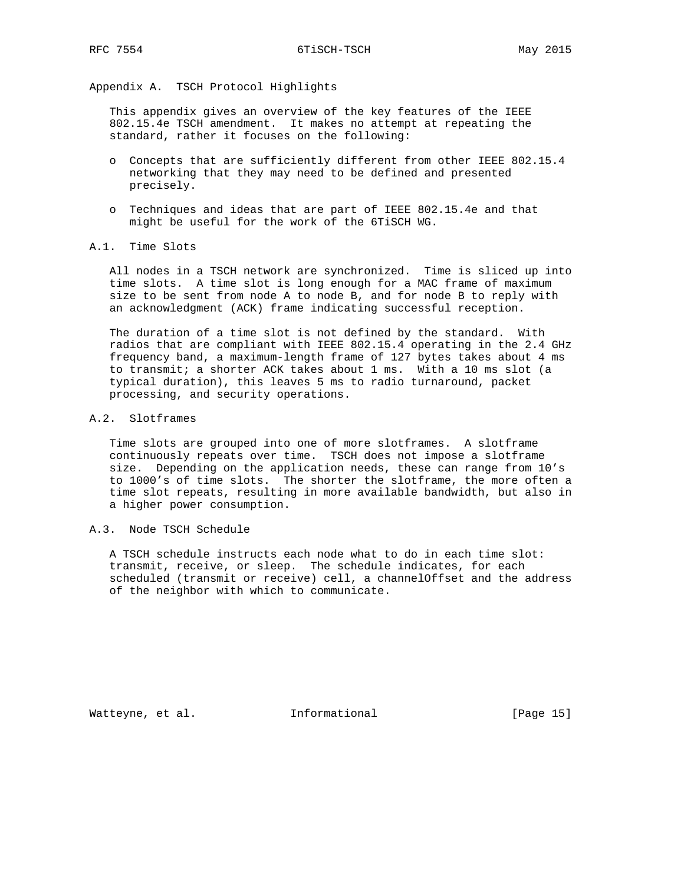# Appendix A. TSCH Protocol Highlights

This appendix gives an overview of the key features of the IEEE 802.15.4e TSCH amendment. It makes no attempt at repeating the standard, rather it focuses on the following:

- Concepts that are sufficiently different from other IEEE 802.15.4 networking that they may need to be defined and presented precisely.
- Techniques and ideas that are part of IEEE 802.15.4e and that might be useful for the work of the 6TiSCH WG.

## A.1. Time Slots

All nodes in a TSCH network are synchronized. Time is sliced up into time slots. A time slot is long enough for a MAC frame of maximum size to be sent from node A to node B, and for node B to reply with an acknowledgment (ACK) frame indicating successful reception.

The duration of a time slot is not defined by the standard. With radios that are compliant with IEEE 802.15.4 operating in the 2.4 GHz frequency band, a maximum-length frame of 127 bytes takes about 4 ms to transmit; a shorter ACK takes about 1 ms. With a 10 ms slot (a typical duration), this leaves 5 ms to radio turnaround, packet processing, and security operations.

## A.2. Slotframes

Time slots are grouped into one of more slotframes. A slotframe continuously repeats over time. TSCH does not impose a slotframe size. Depending on the application needs, these can range from 10's to 1000's of time slots. The shorter the slotframe, the more often a time slot repeats, resulting in more available bandwidth, but also in a higher power consumption.

## A.3. Node TSCH Schedule

A TSCH schedule instructs each node what to do in each time slot: transmit, receive, or sleep. The schedule indicates, for each scheduled (transmit or receive) cell, a channelOffset and the address of the neighbor with which to communicate.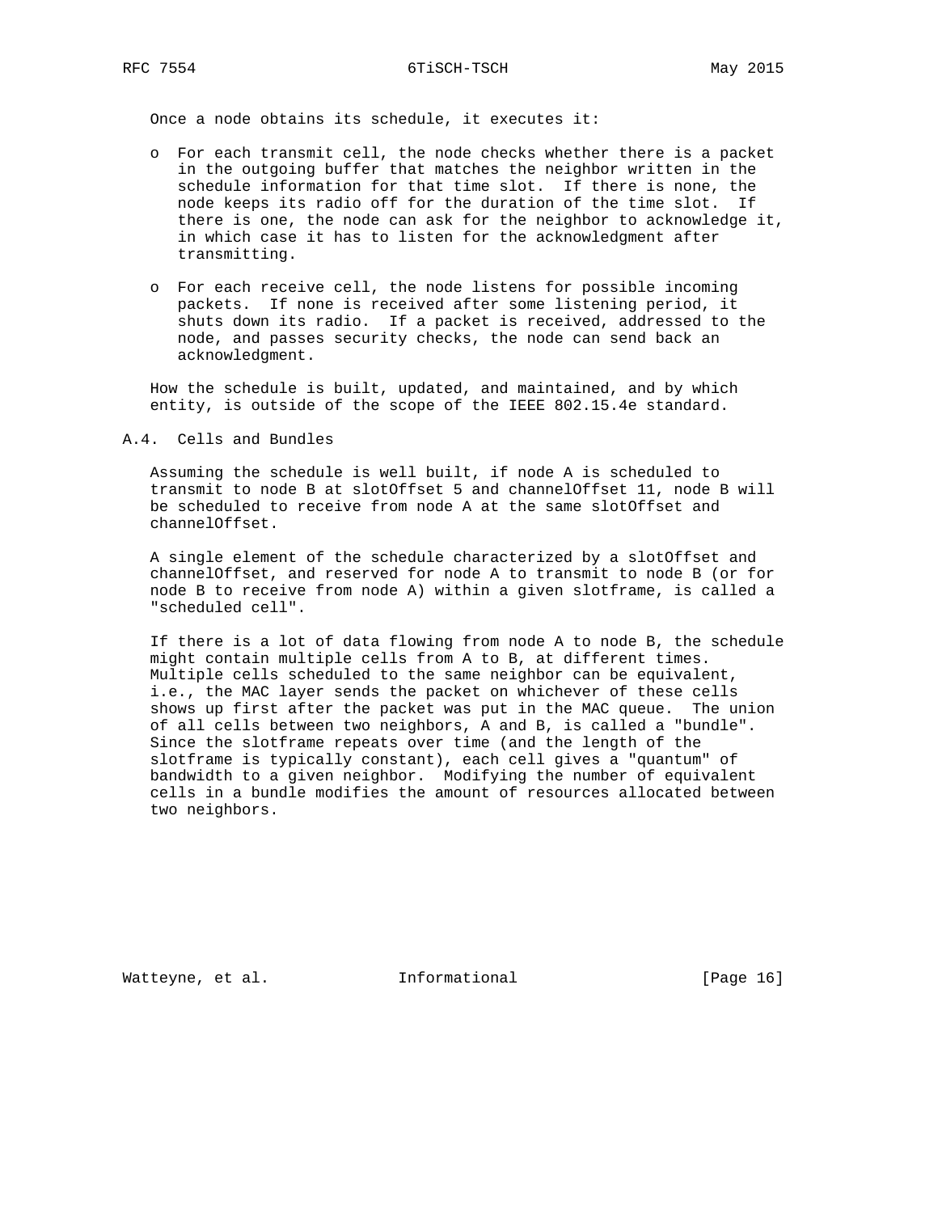Once a node obtains its schedule, it executes it:

- For each transmit cell, the node checks whether there is a packet in the outgoing buffer that matches the neighbor written in the schedule information for that time slot. If there is none, the node keeps its radio off for the duration of the time slot. If there is one, the node can ask for the neighbor to acknowledge it, in which case it has to listen for the acknowledgment after transmitting.

- For each receive cell, the node listens for possible incoming packets. If none is received after some listening period, it shuts down its radio. If a packet is received, addressed to the node, and passes security checks, the node can send back an acknowledgment.

How the schedule is built, updated, and maintained, and by which entity, is outside of the scope of the IEEE 802.15.4e standard.

## A.4. Cells and Bundles

Assuming the schedule is well built, if node A is scheduled to transmit to node B at slotOffset 5 and channelOffset 11, node B will be scheduled to receive from node A at the same slotOffset and channelOffset.

A single element of the schedule characterized by a slotOffset and channelOffset, and reserved for node A to transmit to node B (or for node B to receive from node A) within a given slotframe, is called a "scheduled cell".

If there is a lot of data flowing from node A to node B, the schedule might contain multiple cells from A to B, at different times. Multiple cells scheduled to the same neighbor can be equivalent, i.e., the MAC layer sends the packet on whichever of these cells shows up first after the packet was put in the MAC queue. The union of all cells between two neighbors, A and B, is called a "bundle". Since the slotframe repeats over time (and the length of the slotframe is typically constant), each cell gives a "quantum" of bandwidth to a given neighbor. Modifying the number of equivalent cells in a bundle modifies the amount of resources allocated between two neighbors.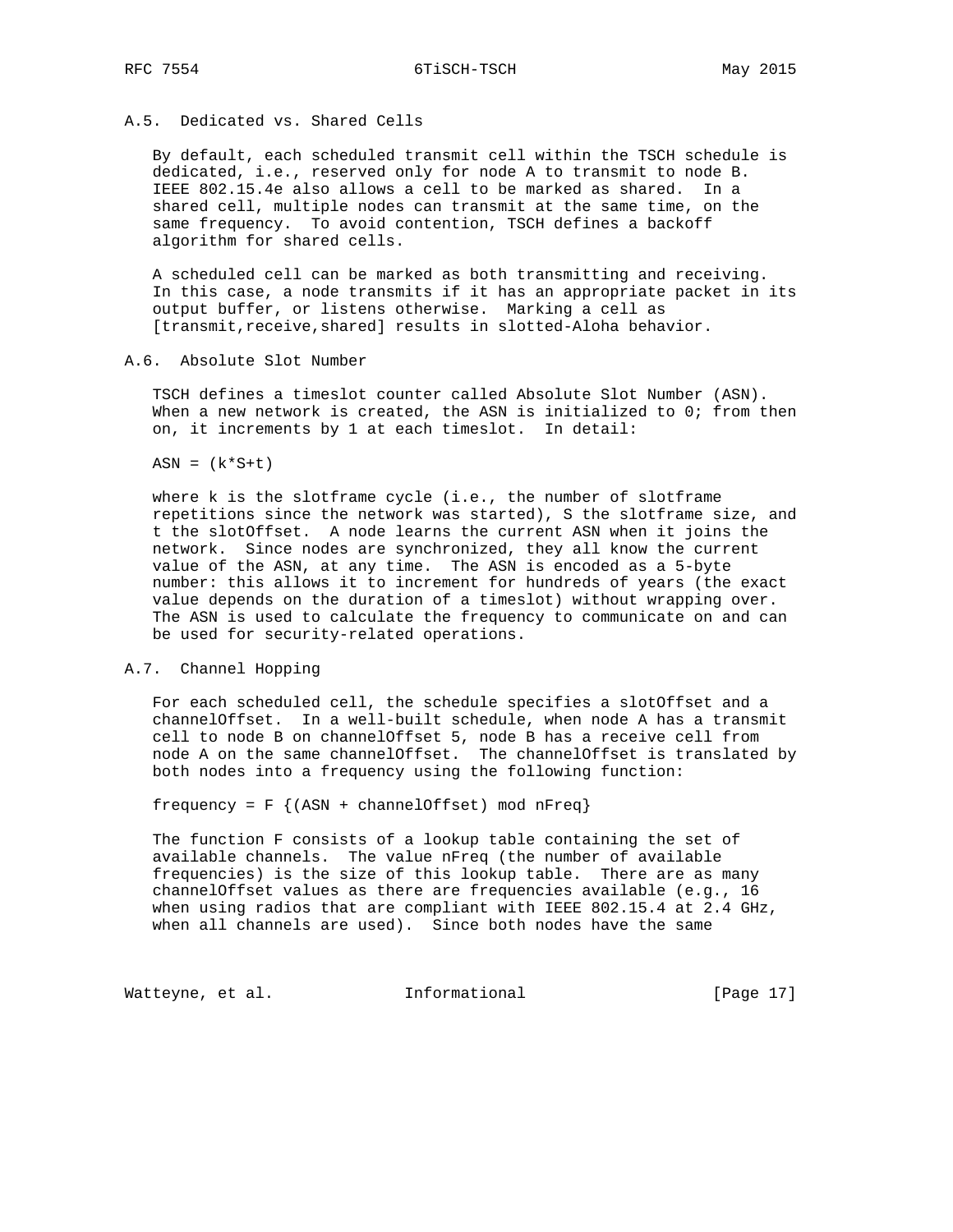### A.5. Dedicated vs. Shared Cells

By default, each scheduled transmit cell within the TSCH schedule is dedicated, i.e., reserved only for node A to transmit to node B. IEEE 802.15.4e also allows a cell to be marked as shared. In a shared cell, multiple nodes can transmit at the same time, on the same frequency. To avoid contention, TSCH defines a backoff algorithm for shared cells.

A scheduled cell can be marked as both transmitting and receiving. In this case, a node transmits if it has an appropriate packet in its output buffer, or listens otherwise. Marking a cell as [transmit,receive,shared] results in slotted-Aloha behavior.

### A.6. Absolute Slot Number

TSCH defines a timeslot counter called Absolute Slot Number (ASN). When a new network is created, the ASN is initialized to 0; from then on, it increments by 1 at each timeslot. In detail:

$$ASN = (k*S+t)$$

where k is the slotframe cycle (i.e., the number of slotframe repetitions since the network was started), S the slotframe size, and t the slotOffset. A node learns the current ASN when it joins the network. Since nodes are synchronized, they all know the current value of the ASN, at any time. The ASN is encoded as a 5-byte number: this allows it to increment for hundreds of years (the exact value depends on the duration of a timeslot) without wrapping over. The ASN is used to calculate the frequency to communicate on and can be used for security-related operations.

### A.7. Channel Hopping

For each scheduled cell, the schedule specifies a slotOffset and a channelOffset. In a well-built schedule, when node A has a transmit cell to node B on channelOffset 5, node B has a receive cell from node A on the same channelOffset. The channelOffset is translated by both nodes into a frequency using the following function:

$$frequency = F \{(ASN + channelOffset) \bmod nFreq\}$$

The function F consists of a lookup table containing the set of available channels. The value nFreq (the number of available frequencies) is the size of this lookup table. There are as many channelOffset values as there are frequencies available (e.g., 16 when using radios that are compliant with IEEE 802.15.4 at 2.4 GHz, when all channels are used). Since both nodes have the same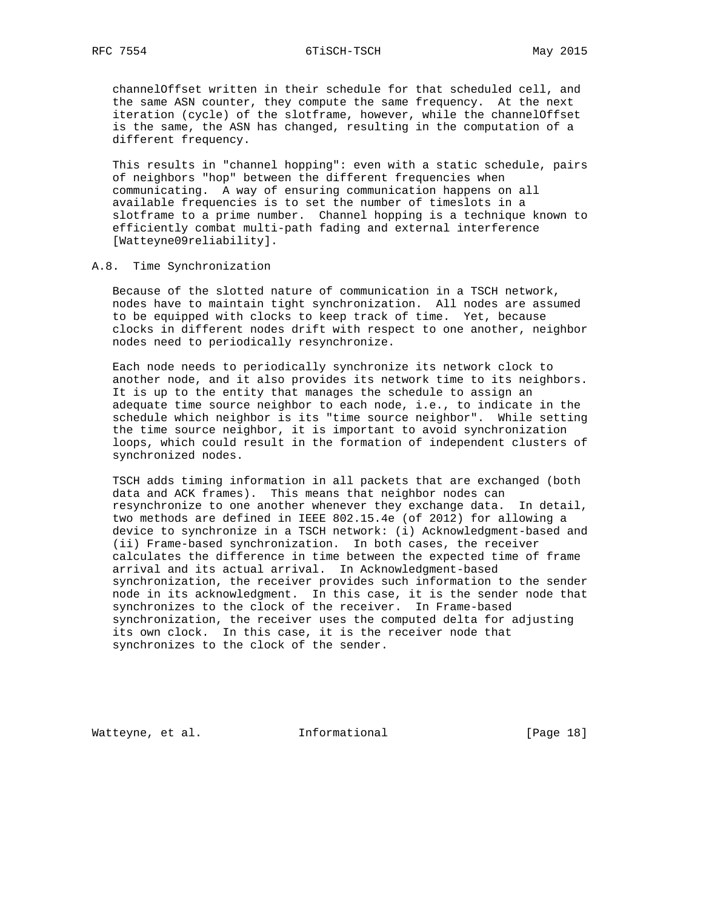channelOffset written in their schedule for that scheduled cell, and the same ASN counter, they compute the same frequency. At the next iteration (cycle) of the slotframe, however, while the channelOffset is the same, the ASN has changed, resulting in the computation of a different frequency.

This results in "channel hopping": even with a static schedule, pairs of neighbors "hop" between the different frequencies when communicating. A way of ensuring communication happens on all available frequencies is to set the number of timeslots in a slotframe to a prime number. Channel hopping is a technique known to efficiently combat multi-path fading and external interference [Watteyne09reliability].

## A.8. Time Synchronization

Because of the slotted nature of communication in a TSCH network, nodes have to maintain tight synchronization. All nodes are assumed to be equipped with clocks to keep track of time. Yet, because clocks in different nodes drift with respect to one another, neighbor nodes need to periodically resynchronize.

Each node needs to periodically synchronize its network clock to another node, and it also provides its network time to its neighbors. It is up to the entity that manages the schedule to assign an adequate time source neighbor to each node, i.e., to indicate in the schedule which neighbor is its "time source neighbor". While setting the time source neighbor, it is important to avoid synchronization loops, which could result in the formation of independent clusters of synchronized nodes.

TSCH adds timing information in all packets that are exchanged (both data and ACK frames). This means that neighbor nodes can resynchronize to one another whenever they exchange data. In detail, two methods are defined in IEEE 802.15.4e (of 2012) for allowing a device to synchronize in a TSCH network: (i) Acknowledgment-based and (ii) Frame-based synchronization. In both cases, the receiver calculates the difference in time between the expected time of frame arrival and its actual arrival. In Acknowledgment-based synchronization, the receiver provides such information to the sender node in its acknowledgment. In this case, it is the sender node that synchronizes to the clock of the receiver. In Frame-based synchronization, the receiver uses the computed delta for adjusting its own clock. In this case, it is the receiver node that synchronizes to the clock of the sender.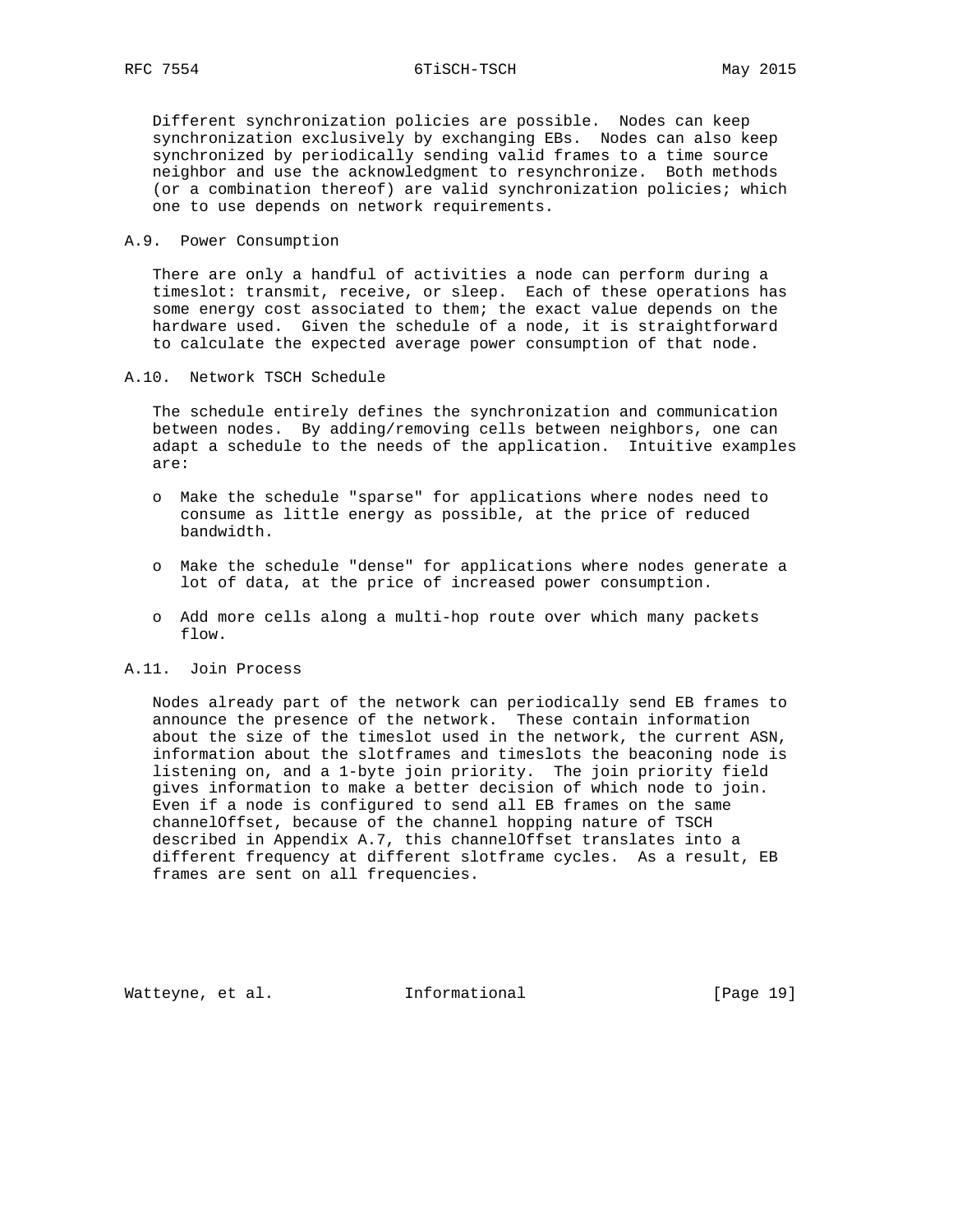Different synchronization policies are possible. Nodes can keep synchronization exclusively by exchanging EBs. Nodes can also keep synchronized by periodically sending valid frames to a time source neighbor and use the acknowledgment to resynchronize. Both methods (or a combination thereof) are valid synchronization policies; which one to use depends on network requirements.

### A.9. Power Consumption

There are only a handful of activities a node can perform during a timeslot: transmit, receive, or sleep. Each of these operations has some energy cost associated to them; the exact value depends on the hardware used. Given the schedule of a node, it is straightforward to calculate the expected average power consumption of that node.

### A.10. Network TSCH Schedule

The schedule entirely defines the synchronization and communication between nodes. By adding/removing cells between neighbors, one can adapt a schedule to the needs of the application. Intuitive examples are:

- Make the schedule "sparse" for applications where nodes need to consume as little energy as possible, at the price of reduced bandwidth.
- Make the schedule "dense" for applications where nodes generate a lot of data, at the price of increased power consumption.
- Add more cells along a multi-hop route over which many packets flow.

### A.11. Join Process

Nodes already part of the network can periodically send EB frames to announce the presence of the network. These contain information about the size of the timeslot used in the network, the current ASN, information about the slotframes and timeslots the beaconing node is listening on, and a 1-byte join priority. The join priority field gives information to make a better decision of which node to join. Even if a node is configured to send all EB frames on the same channelOffset, because of the channel hopping nature of TSCH described in Appendix A.7, this channelOffset translates into a different frequency at different slotframe cycles. As a result, EB frames are sent on all frequencies.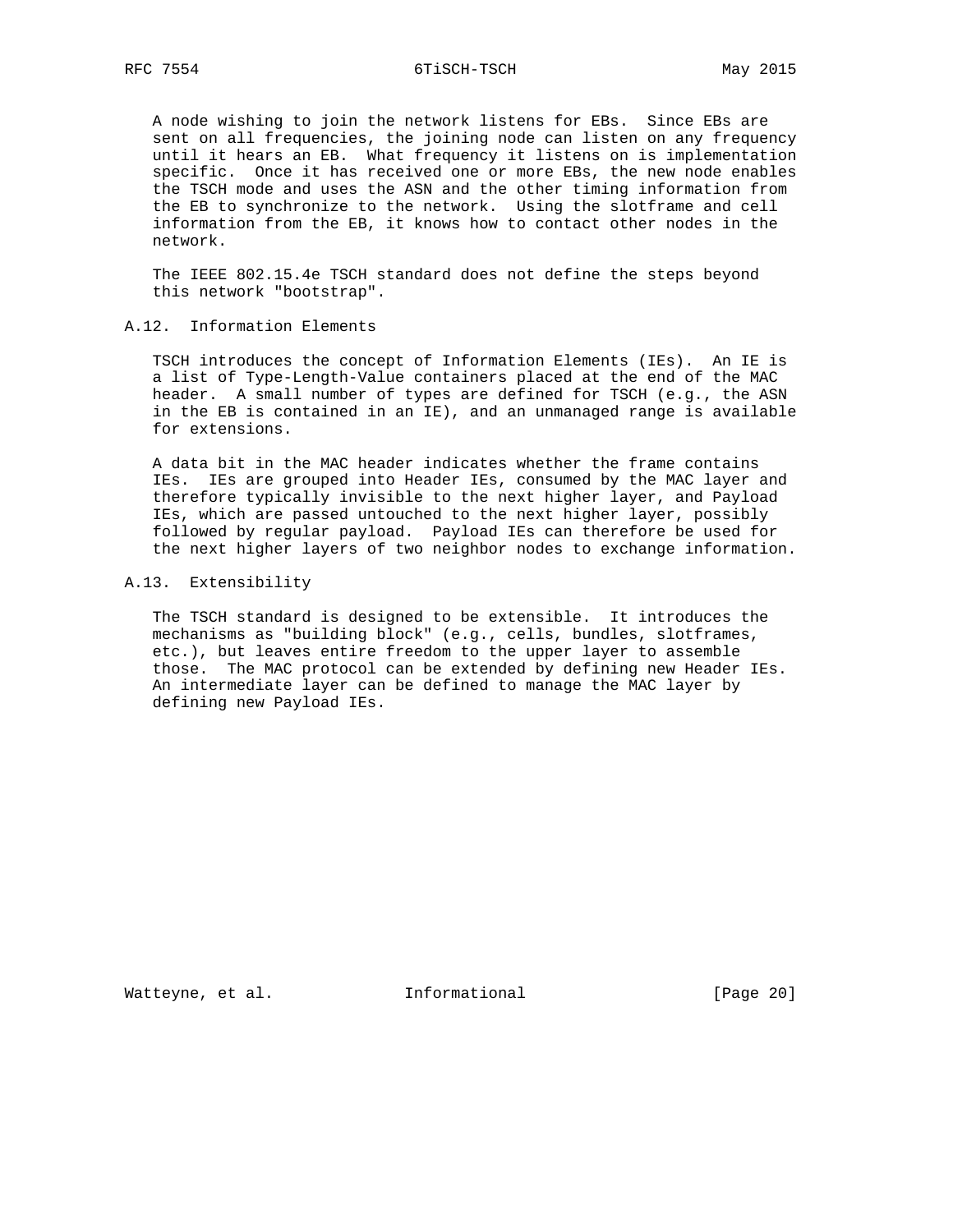A node wishing to join the network listens for EBs. Since EBs are sent on all frequencies, the joining node can listen on any frequency until it hears an EB. What frequency it listens on is implementation specific. Once it has received one or more EBs, the new node enables the TSCH mode and uses the ASN and the other timing information from the EB to synchronize to the network. Using the slotframe and cell information from the EB, it knows how to contact other nodes in the network.

The IEEE 802.15.4e TSCH standard does not define the steps beyond this network "bootstrap".

### A.12. Information Elements

TSCH introduces the concept of Information Elements (IEs). An IE is a list of Type-Length-Value containers placed at the end of the MAC header. A small number of types are defined for TSCH (e.g., the ASN in the EB is contained in an IE), and an unmanaged range is available for extensions.

A data bit in the MAC header indicates whether the frame contains IEs. IEs are grouped into Header IEs, consumed by the MAC layer and therefore typically invisible to the next higher layer, and Payload IEs, which are passed untouched to the next higher layer, possibly followed by regular payload. Payload IEs can therefore be used for the next higher layers of two neighbor nodes to exchange information.

### A.13. Extensibility

The TSCH standard is designed to be extensible. It introduces the mechanisms as "building block" (e.g., cells, bundles, slotframes, etc.), but leaves entire freedom to the upper layer to assemble those. The MAC protocol can be extended by defining new Header IEs. An intermediate layer can be defined to manage the MAC layer by defining new Payload IEs.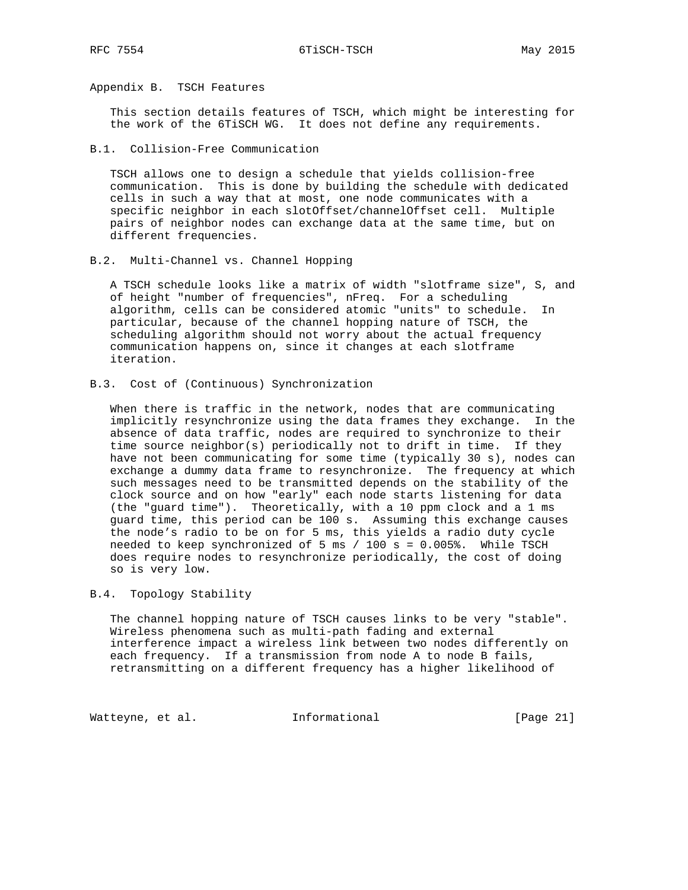## Appendix B. TSCH Features

This section details features of TSCH, which might be interesting for the work of the 6TiSCH WG. It does not define any requirements.

### B.1. Collision-Free Communication

TSCH allows one to design a schedule that yields collision-free communication. This is done by building the schedule with dedicated cells in such a way that at most, one node communicates with a specific neighbor in each slotOffset/channelOffset cell. Multiple pairs of neighbor nodes can exchange data at the same time, but on different frequencies.

### B.2. Multi-Channel vs. Channel Hopping

A TSCH schedule looks like a matrix of width "slotframe size", S, and of height "number of frequencies", nFreq. For a scheduling algorithm, cells can be considered atomic "units" to schedule. In particular, because of the channel hopping nature of TSCH, the scheduling algorithm should not worry about the actual frequency communication happens on, since it changes at each slotframe iteration.

### B.3. Cost of (Continuous) Synchronization

When there is traffic in the network, nodes that are communicating implicitly resynchronize using the data frames they exchange. In the absence of data traffic, nodes are required to synchronize to their time source neighbor(s) periodically not to drift in time. If they have not been communicating for some time (typically 30 s), nodes can exchange a dummy data frame to resynchronize. The frequency at which such messages need to be transmitted depends on the stability of the clock source and on how "early" each node starts listening for data (the "guard time"). Theoretically, with a 10 ppm clock and a 1 ms guard time, this period can be 100 s. Assuming this exchange causes the node's radio to be on for 5 ms, this yields a radio duty cycle needed to keep synchronized of 5 ms / 100 s = 0.005%. While TSCH does require nodes to resynchronize periodically, the cost of doing so is very low.

### B.4. Topology Stability

The channel hopping nature of TSCH causes links to be very "stable". Wireless phenomena such as multi-path fading and external interference impact a wireless link between two nodes differently on each frequency. If a transmission from node A to node B fails, retransmitting on a different frequency has a higher likelihood of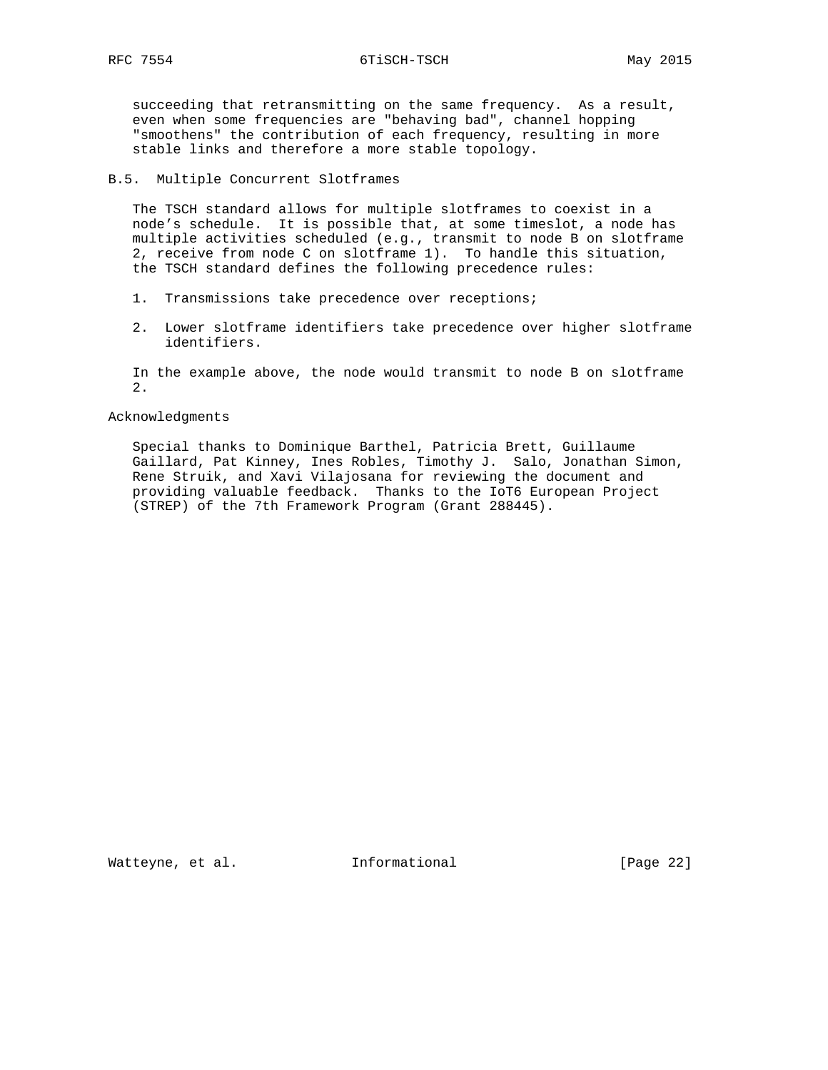succeeding that retransmitting on the same frequency. As a result, even when some frequencies are "behaving bad", channel hopping "smoothens" the contribution of each frequency, resulting in more stable links and therefore a more stable topology.

## B.5. Multiple Concurrent Slotframes

The TSCH standard allows for multiple slotframes to coexist in a node's schedule. It is possible that, at some timeslot, a node has multiple activities scheduled (e.g., transmit to node B on slotframe 2, receive from node C on slotframe 1). To handle this situation, the TSCH standard defines the following precedence rules:

1. Transmissions take precedence over receptions;

2. Lower slotframe identifiers take precedence over higher slotframe identifiers.

In the example above, the node would transmit to node B on slotframe 2.

## Acknowledgments

Special thanks to Dominique Barthel, Patricia Brett, Guillaume Gaillard, Pat Kinney, Ines Robles, Timothy J. Salo, Jonathan Simon, Rene Struik, and Xavi Vilajosana for reviewing the document and providing valuable feedback. Thanks to the IoT6 European Project (STREP) of the 7th Framework Program (Grant 288445).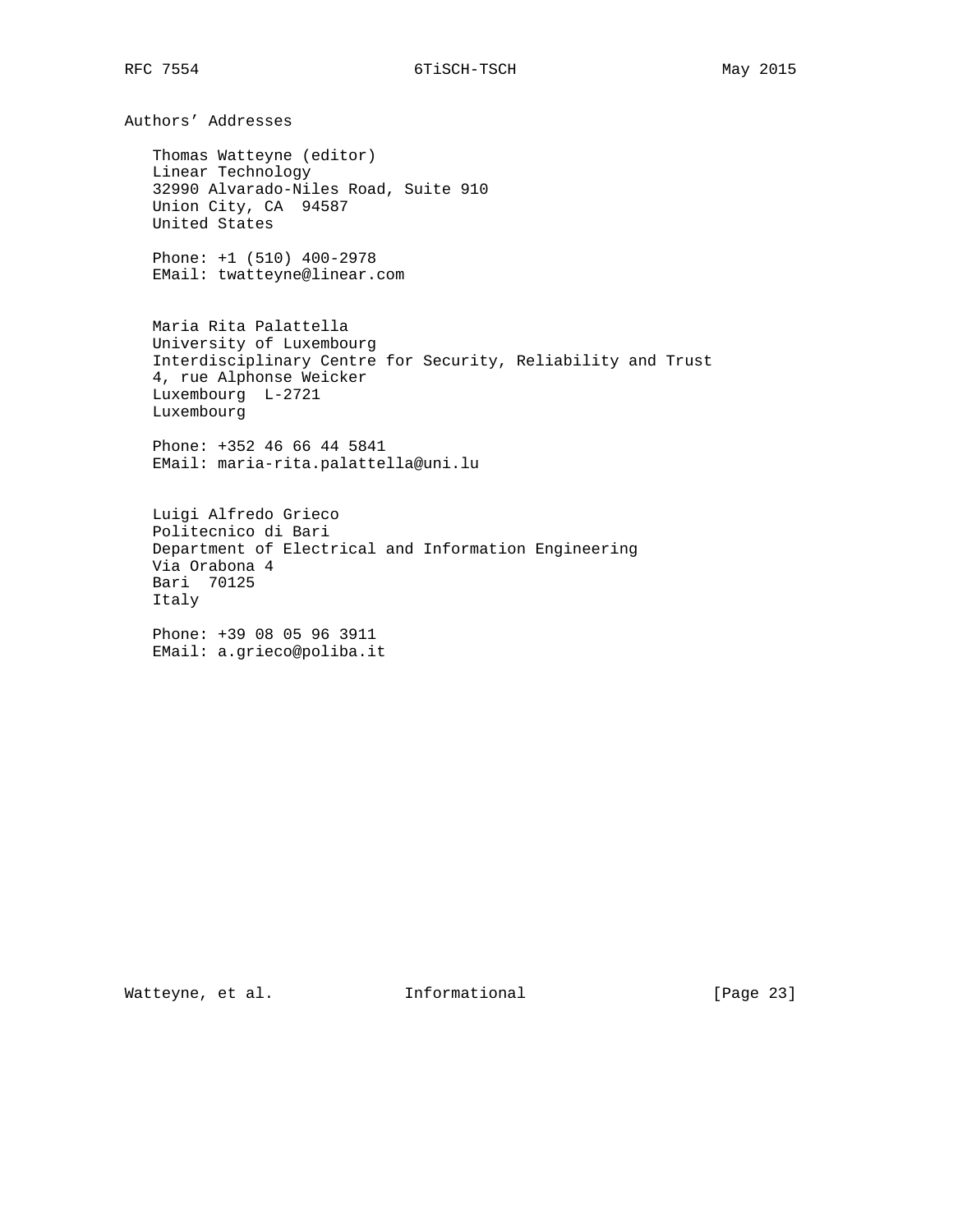## Authors' Addresses

Thomas Watteyne (editor)
Linear Technology
32990 Alvarado-Niles Road, Suite 910
Union City, CA  94587
United States

Phone: +1 (510) 400-2978
EMail: twatteyne@linear.com

Maria Rita Palattella
University of Luxembourg
Interdisciplinary Centre for Security, Reliability and Trust
4, rue Alphonse Weicker
Luxembourg  L-2721
Luxembourg

Phone: +352 46 66 44 5841
EMail: maria-rita.palattella@uni.lu

Luigi Alfredo Grieco
Politecnico di Bari
Department of Electrical and Information Engineering
Via Orabona 4
Bari  70125
Italy

Phone: +39 08 05 96 3911
EMail: a.grieco@poliba.it